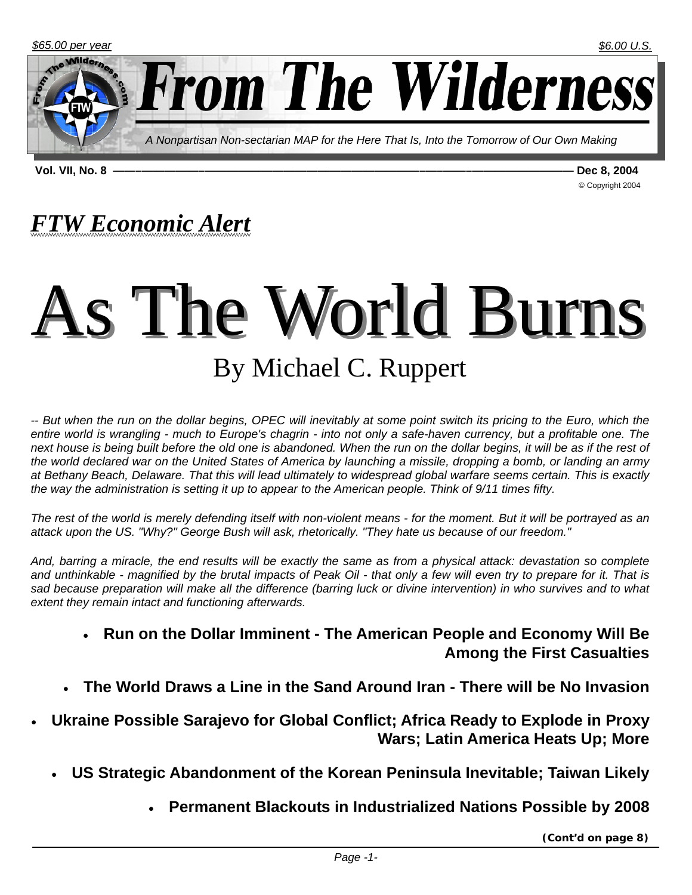$65.00 per year

$6.00 U.S.

# From The Wilderness

*A Nonpartisan Non-sectarian MAP for the Here That Is, Into the Tomorrow of Our Own Making*

**Vol. VII, No. 8** — **Dec 8, 2004**

© Copyright 2004

## *FTW Economic Alert*

# As The World Burns

## By Michael C. Ruppert

*-- But when the run on the dollar begins, OPEC will inevitably at some point switch its pricing to the Euro, which the entire world is wrangling - much to Europe's chagrin - into not only a safe-haven currency, but a profitable one. The next house is being built before the old one is abandoned. When the run on the dollar begins, it will be as if the rest of the world declared war on the United States of America by launching a missile, dropping a bomb, or landing an army at Bethany Beach, Delaware. That this will lead ultimately to widespread global warfare seems certain. This is exactly the way the administration is setting it up to appear to the American people. Think of 9/11 times fifty.*

*The rest of the world is merely defending itself with non-violent means - for the moment. But it will be portrayed as an attack upon the US. "Why?" George Bush will ask, rhetorically. "They hate us because of our freedom."*

*And, barring a miracle, the end results will be exactly the same as from a physical attack: devastation so complete and unthinkable - magnified by the brutal impacts of Peak Oil - that only a few will even try to prepare for it. That is sad because preparation will make all the difference (barring luck or divine intervention) in who survives and to what extent they remain intact and functioning afterwards.*

- **Run on the Dollar Imminent - The American People and Economy Will Be Among the First Casualties**
- **The World Draws a Line in the Sand Around Iran - There will be No Invasion**
- **Ukraine Possible Sarajevo for Global Conflict; Africa Ready to Explode in Proxy Wars; Latin America Heats Up; More**
- **US Strategic Abandonment of the Korean Peninsula Inevitable; Taiwan Likely**
- **Permanent Blackouts in Industrialized Nations Possible by 2008**

**(Cont'd on page 8)**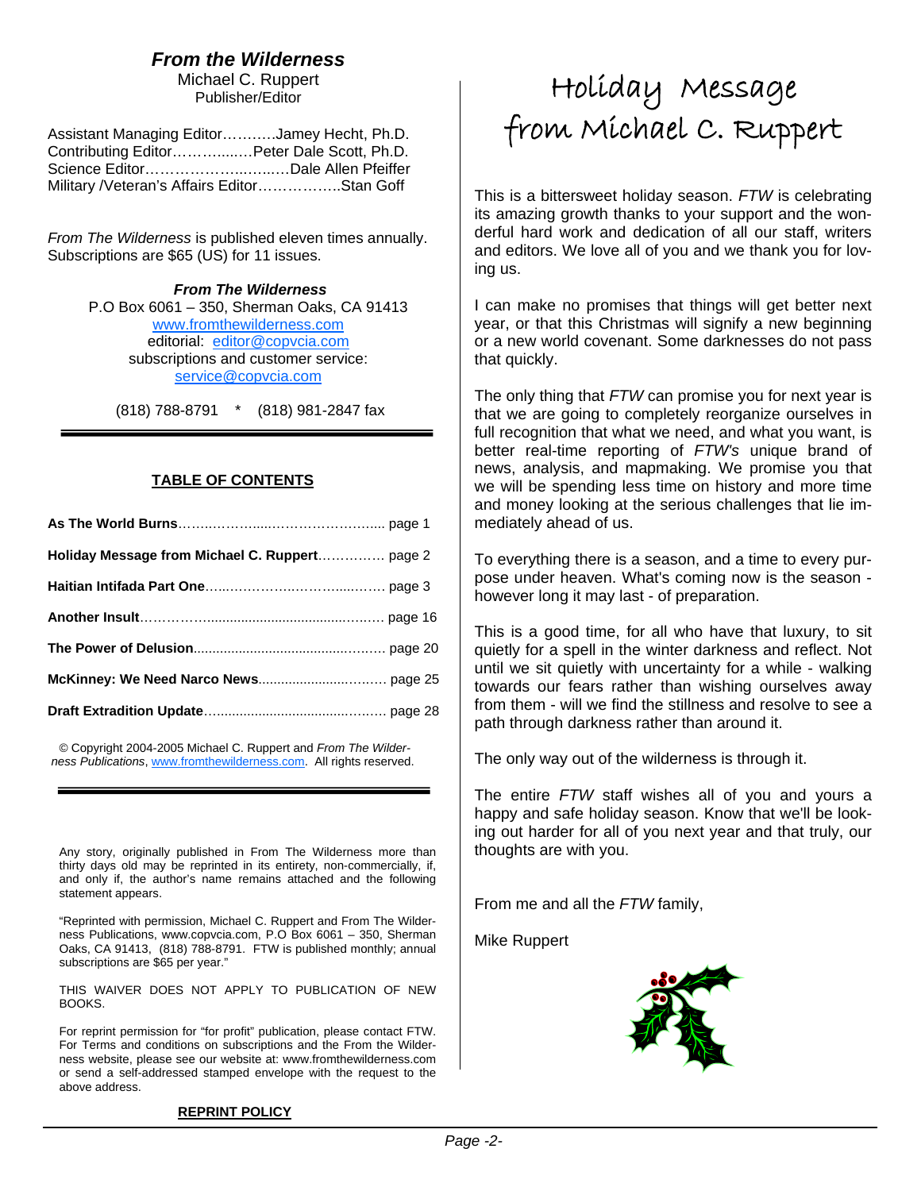## *From the Wilderness*

Michael C. Ruppert
Publisher/Editor

Assistant Managing Editor……….Jamey Hecht, Ph.D.
Contributing Editor………....…Peter Dale Scott, Ph.D.
Science Editor……………….....…Dale Allen Pfeiffer
Military /Veteran's Affairs Editor……………..Stan Goff

*From The Wilderness* is published eleven times annually. Subscriptions are $65 (US) for 11 issues.

***From The Wilderness***
P.O Box 6061 – 350, Sherman Oaks, CA 91413
www.fromthewilderness.com
editorial: editor@copvcia.com
subscriptions and customer service:
service@copvcia.com

(818) 788-8791 * (818) 981-2847 fax

---

**TABLE OF CONTENTS**

**As The World Burns**……………………………………... page 1

**Holiday Message from Michael C. Ruppert**…………… page 2

**Haitian Intifada Part One**……………………………… page 3

**Another Insult**……………………………………………… page 16

**The Power of Delusion**……………………………………… page 20

**McKinney: We Need Narco News**……………………… page 25

**Draft Extradition Update**…………………………………… page 28

© Copyright 2004-2005 Michael C. Ruppert and *From The Wilderness Publications*, www.fromthewilderness.com. All rights reserved.

---

Any story, originally published in From The Wilderness more than thirty days old may be reprinted in its entirety, non-commercially, if, and only if, the author's name remains attached and the following statement appears.

"Reprinted with permission, Michael C. Ruppert and From The Wilderness Publications, www.copvcia.com, P.O Box 6061 – 350, Sherman Oaks, CA 91413, (818) 788-8791. FTW is published monthly; annual subscriptions are $65 per year."

THIS WAIVER DOES NOT APPLY TO PUBLICATION OF NEW BOOKS.

For reprint permission for "for profit" publication, please contact FTW. For Terms and conditions on subscriptions and the From the Wilderness website, please see our website at: www.fromthewilderness.com or send a self-addressed stamped envelope with the request to the above address.

**REPRINT POLICY**

# Holiday Message from Michael C. Ruppert

This is a bittersweet holiday season. *FTW* is celebrating its amazing growth thanks to your support and the wonderful hard work and dedication of all our staff, writers and editors. We love all of you and we thank you for loving us.

I can make no promises that things will get better next year, or that this Christmas will signify a new beginning or a new world covenant. Some darknesses do not pass that quickly.

The only thing that *FTW* can promise you for next year is that we are going to completely reorganize ourselves in full recognition that what we need, and what you want, is better real-time reporting of *FTW's* unique brand of news, analysis, and mapmaking. We promise you that we will be spending less time on history and more time and money looking at the serious challenges that lie immediately ahead of us.

To everything there is a season, and a time to every purpose under heaven. What's coming now is the season - however long it may last - of preparation.

This is a good time, for all who have that luxury, to sit quietly for a spell in the winter darkness and reflect. Not until we sit quietly with uncertainty for a while - walking towards our fears rather than wishing ourselves away from them - will we find the stillness and resolve to see a path through darkness rather than around it.

The only way out of the wilderness is through it.

The entire *FTW* staff wishes all of you and yours a happy and safe holiday season. Know that we'll be looking out harder for all of you next year and that truly, our thoughts are with you.

From me and all the *FTW* family,

Mike Ruppert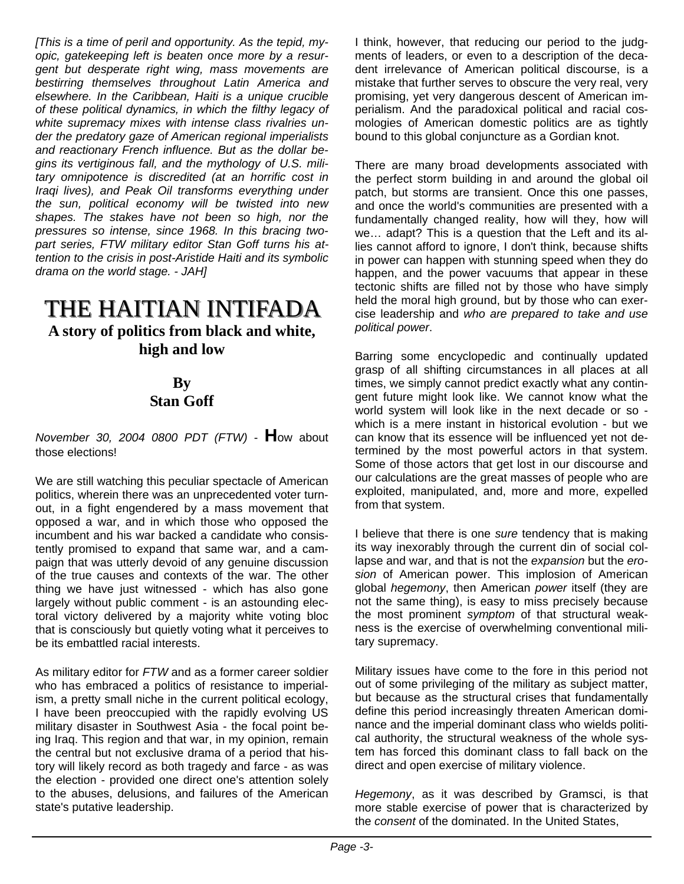*[This is a time of peril and opportunity. As the tepid, myopic, gatekeeping left is beaten once more by a resurgent but desperate right wing, mass movements are bestirring themselves throughout Latin America and elsewhere. In the Caribbean, Haiti is a unique crucible of these political dynamics, in which the filthy legacy of white supremacy mixes with intense class rivalries under the predatory gaze of American regional imperialists and reactionary French influence. But as the dollar begins its vertiginous fall, and the mythology of U.S. military omnipotence is discredited (at an horrific cost in Iraqi lives), and Peak Oil transforms everything under the sun, political economy will be twisted into new shapes. The stakes have not been so high, nor the pressures so intense, since 1968. In this bracing two-part series, FTW military editor Stan Goff turns his attention to the crisis in post-Aristide Haiti and its symbolic drama on the world stage. - JAH]*

# THE HAITIAN INTIFADA

## A story of politics from black and white, high and low

**By**
**Stan Goff**

*November 30, 2004 0800 PDT (FTW)* - **H**ow about those elections!

We are still watching this peculiar spectacle of American politics, wherein there was an unprecedented voter turnout, in a fight engendered by a mass movement that opposed a war, and in which those who opposed the incumbent and his war backed a candidate who consistently promised to expand that same war, and a campaign that was utterly devoid of any genuine discussion of the true causes and contexts of the war. The other thing we have just witnessed - which has also gone largely without public comment - is an astounding electoral victory delivered by a majority white voting bloc that is consciously but quietly voting what it perceives to be its embattled racial interests.

As military editor for *FTW* and as a former career soldier who has embraced a politics of resistance to imperialism, a pretty small niche in the current political ecology, I have been preoccupied with the rapidly evolving US military disaster in Southwest Asia - the focal point being Iraq. This region and that war, in my opinion, remain the central but not exclusive drama of a period that history will likely record as both tragedy and farce - as was the election - provided one direct one's attention solely to the abuses, delusions, and failures of the American state's putative leadership.

I think, however, that reducing our period to the judgments of leaders, or even to a description of the decadent irrelevance of American political discourse, is a mistake that further serves to obscure the very real, very promising, yet very dangerous descent of American imperialism. And the paradoxical political and racial cosmologies of American domestic politics are as tightly bound to this global conjuncture as a Gordian knot.

There are many broad developments associated with the perfect storm building in and around the global oil patch, but storms are transient. Once this one passes, and once the world's communities are presented with a fundamentally changed reality, how will they, how will we… adapt? This is a question that the Left and its allies cannot afford to ignore, I don't think, because shifts in power can happen with stunning speed when they do happen, and the power vacuums that appear in these tectonic shifts are filled not by those who have simply held the moral high ground, but by those who can exercise leadership and *who are prepared to take and use political power*.

Barring some encyclopedic and continually updated grasp of all shifting circumstances in all places at all times, we simply cannot predict exactly what any contingent future might look like. We cannot know what the world system will look like in the next decade or so - which is a mere instant in historical evolution - but we can know that its essence will be influenced yet not determined by the most powerful actors in that system. Some of those actors that get lost in our discourse and our calculations are the great masses of people who are exploited, manipulated, and, more and more, expelled from that system.

I believe that there is one *sure* tendency that is making its way inexorably through the current din of social collapse and war, and that is not the *expansion* but the *erosion* of American power. This implosion of American global *hegemony*, then American *power* itself (they are not the same thing), is easy to miss precisely because the most prominent *symptom* of that structural weakness is the exercise of overwhelming conventional military supremacy.

Military issues have come to the fore in this period not out of some privileging of the military as subject matter, but because as the structural crises that fundamentally define this period increasingly threaten American dominance and the imperial dominant class who wields political authority, the structural weakness of the whole system has forced this dominant class to fall back on the direct and open exercise of military violence.

*Hegemony*, as it was described by Gramsci, is that more stable exercise of power that is characterized by the *consent* of the dominated. In the United States,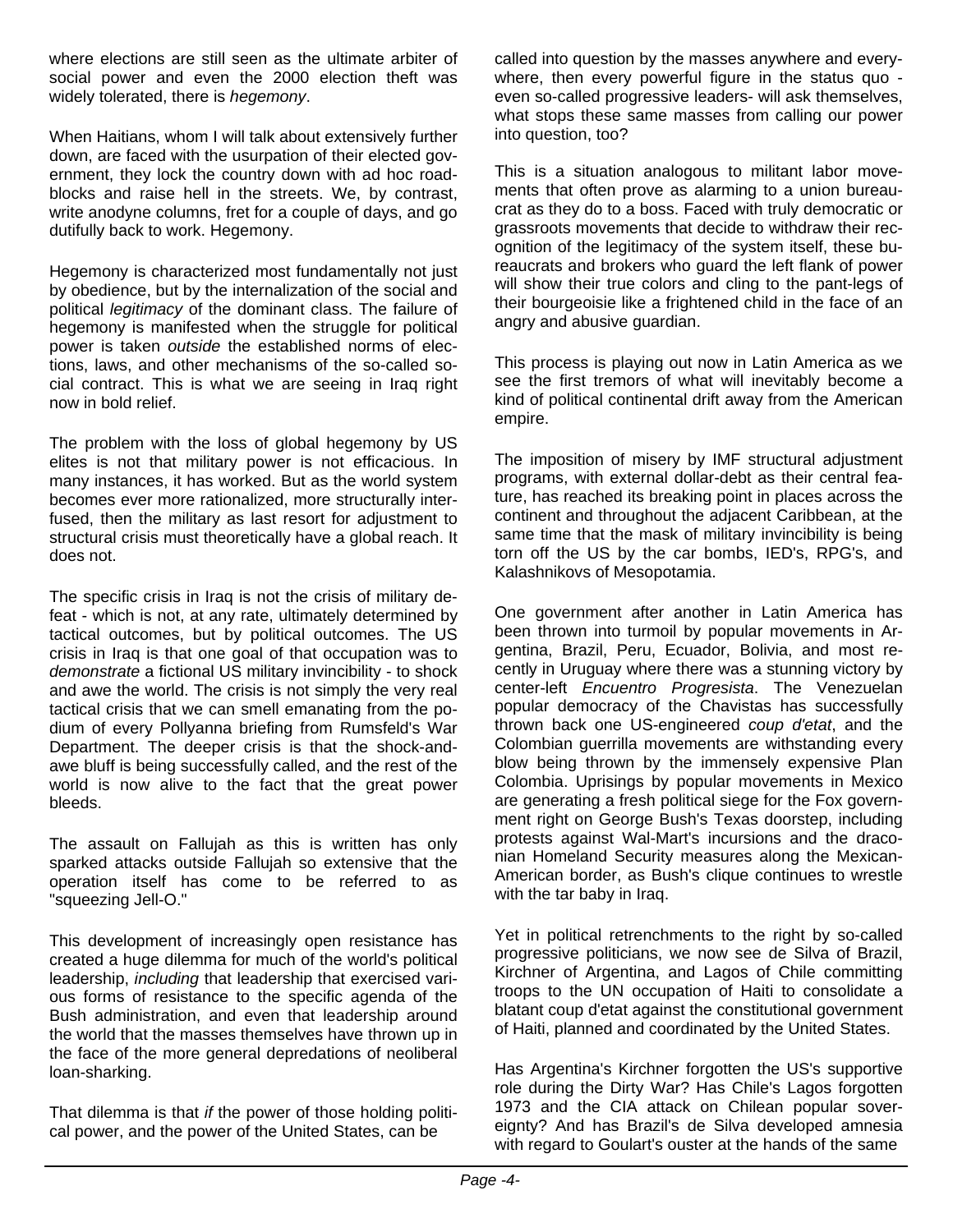where elections are still seen as the ultimate arbiter of social power and even the 2000 election theft was widely tolerated, there is *hegemony*.

When Haitians, whom I will talk about extensively further down, are faced with the usurpation of their elected government, they lock the country down with ad hoc roadblocks and raise hell in the streets. We, by contrast, write anodyne columns, fret for a couple of days, and go dutifully back to work. Hegemony.

Hegemony is characterized most fundamentally not just by obedience, but by the internalization of the social and political *legitimacy* of the dominant class. The failure of hegemony is manifested when the struggle for political power is taken *outside* the established norms of elections, laws, and other mechanisms of the so-called social contract. This is what we are seeing in Iraq right now in bold relief.

The problem with the loss of global hegemony by US elites is not that military power is not efficacious. In many instances, it has worked. But as the world system becomes ever more rationalized, more structurally interfused, then the military as last resort for adjustment to structural crisis must theoretically have a global reach. It does not.

The specific crisis in Iraq is not the crisis of military defeat - which is not, at any rate, ultimately determined by tactical outcomes, but by political outcomes. The US crisis in Iraq is that one goal of that occupation was to *demonstrate* a fictional US military invincibility - to shock and awe the world. The crisis is not simply the very real tactical crisis that we can smell emanating from the podium of every Pollyanna briefing from Rumsfeld's War Department. The deeper crisis is that the shock-and-awe bluff is being successfully called, and the rest of the world is now alive to the fact that the great power bleeds.

The assault on Fallujah as this is written has only sparked attacks outside Fallujah so extensive that the operation itself has come to be referred to as "squeezing Jell-O."

This development of increasingly open resistance has created a huge dilemma for much of the world's political leadership, *including* that leadership that exercised various forms of resistance to the specific agenda of the Bush administration, and even that leadership around the world that the masses themselves have thrown up in the face of the more general depredations of neoliberal loan-sharking.

That dilemma is that *if* the power of those holding political power, and the power of the United States, can be called into question by the masses anywhere and everywhere, then every powerful figure in the status quo - even so-called progressive leaders- will ask themselves, what stops these same masses from calling our power into question, too?

This is a situation analogous to militant labor movements that often prove as alarming to a union bureaucrat as they do to a boss. Faced with truly democratic or grassroots movements that decide to withdraw their recognition of the legitimacy of the system itself, these bureaucrats and brokers who guard the left flank of power will show their true colors and cling to the pant-legs of their bourgeoisie like a frightened child in the face of an angry and abusive guardian.

This process is playing out now in Latin America as we see the first tremors of what will inevitably become a kind of political continental drift away from the American empire.

The imposition of misery by IMF structural adjustment programs, with external dollar-debt as their central feature, has reached its breaking point in places across the continent and throughout the adjacent Caribbean, at the same time that the mask of military invincibility is being torn off the US by the car bombs, IED's, RPG's, and Kalashnikovs of Mesopotamia.

One government after another in Latin America has been thrown into turmoil by popular movements in Argentina, Brazil, Peru, Ecuador, Bolivia, and most recently in Uruguay where there was a stunning victory by center-left *Encuentro Progresista*. The Venezuelan popular democracy of the Chavistas has successfully thrown back one US-engineered *coup d'etat*, and the Colombian guerrilla movements are withstanding every blow being thrown by the immensely expensive Plan Colombia. Uprisings by popular movements in Mexico are generating a fresh political siege for the Fox government right on George Bush's Texas doorstep, including protests against Wal-Mart's incursions and the draconian Homeland Security measures along the Mexican-American border, as Bush's clique continues to wrestle with the tar baby in Iraq.

Yet in political retrenchments to the right by so-called progressive politicians, we now see de Silva of Brazil, Kirchner of Argentina, and Lagos of Chile committing troops to the UN occupation of Haiti to consolidate a blatant coup d'etat against the constitutional government of Haiti, planned and coordinated by the United States.

Has Argentina's Kirchner forgotten the US's supportive role during the Dirty War? Has Chile's Lagos forgotten 1973 and the CIA attack on Chilean popular sovereignty? And has Brazil's de Silva developed amnesia with regard to Goulart's ouster at the hands of the same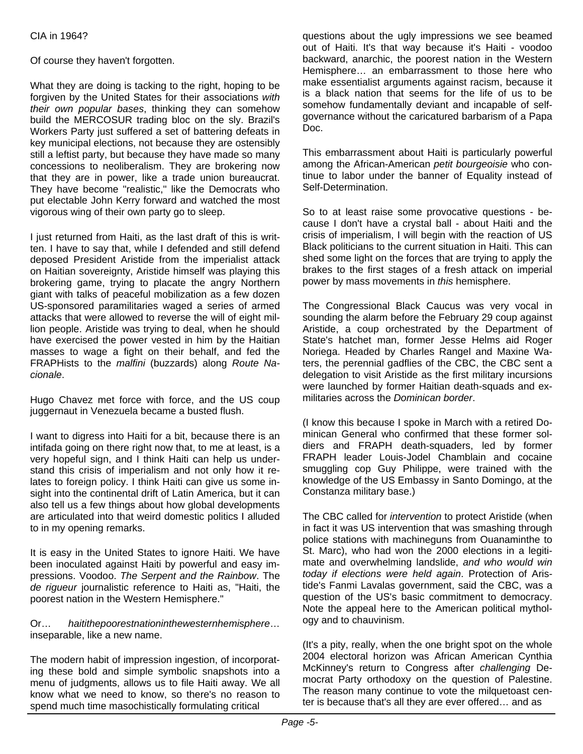CIA in 1964?

Of course they haven't forgotten.

What they are doing is tacking to the right, hoping to be forgiven by the United States for their associations *with their own popular bases*, thinking they can somehow build the MERCOSUR trading bloc on the sly. Brazil's Workers Party just suffered a set of battering defeats in key municipal elections, not because they are ostensibly still a leftist party, but because they have made so many concessions to neoliberalism. They are brokering now that they are in power, like a trade union bureaucrat. They have become "realistic," like the Democrats who put electable John Kerry forward and watched the most vigorous wing of their own party go to sleep.

I just returned from Haiti, as the last draft of this is written. I have to say that, while I defended and still defend deposed President Aristide from the imperialist attack on Haitian sovereignty, Aristide himself was playing this brokering game, trying to placate the angry Northern giant with talks of peaceful mobilization as a few dozen US-sponsored paramilitaries waged a series of armed attacks that were allowed to reverse the will of eight million people. Aristide was trying to deal, when he should have exercised the power vested in him by the Haitian masses to wage a fight on their behalf, and fed the FRAPHists to the *malfini* (buzzards) along *Route Nacionale*.

Hugo Chavez met force with force, and the US coup juggernaut in Venezuela became a busted flush.

I want to digress into Haiti for a bit, because there is an intifada going on there right now that, to me at least, is a very hopeful sign, and I think Haiti can help us understand this crisis of imperialism and not only how it relates to foreign policy. I think Haiti can give us some insight into the continental drift of Latin America, but it can also tell us a few things about how global developments are articulated into that weird domestic politics I alluded to in my opening remarks.

It is easy in the United States to ignore Haiti. We have been inoculated against Haiti by powerful and easy impressions. Voodoo. *The Serpent and the Rainbow*. The *de rigueur* journalistic reference to Haiti as, "Haiti, the poorest nation in the Western Hemisphere."

Or… *haitithepoorestnationinthewesternhemisphere*… inseparable, like a new name.

The modern habit of impression ingestion, of incorporating these bold and simple symbolic snapshots into a menu of judgments, allows us to file Haiti away. We all know what we need to know, so there's no reason to spend much time masochistically formulating critical questions about the ugly impressions we see beamed out of Haiti. It's that way because it's Haiti - voodoo backward, anarchic, the poorest nation in the Western Hemisphere… an embarrassment to those here who make essentialist arguments against racism, because it is a black nation that seems for the life of us to be somehow fundamentally deviant and incapable of self-governance without the caricatured barbarism of a Papa Doc.

This embarrassment about Haiti is particularly powerful among the African-American *petit bourgeoisie* who continue to labor under the banner of Equality instead of Self-Determination.

So to at least raise some provocative questions - because I don't have a crystal ball - about Haiti and the crisis of imperialism, I will begin with the reaction of US Black politicians to the current situation in Haiti. This can shed some light on the forces that are trying to apply the brakes to the first stages of a fresh attack on imperial power by mass movements in *this* hemisphere.

The Congressional Black Caucus was very vocal in sounding the alarm before the February 29 coup against Aristide, a coup orchestrated by the Department of State's hatchet man, former Jesse Helms aid Roger Noriega. Headed by Charles Rangel and Maxine Waters, the perennial gadflies of the CBC, the CBC sent a delegation to visit Aristide as the first military incursions were launched by former Haitian death-squads and ex-militaries across the *Dominican border*.

(I know this because I spoke in March with a retired Dominican General who confirmed that these former soldiers and FRAPH death-squaders, led by former FRAPH leader Louis-Jodel Chamblain and cocaine smuggling cop Guy Philippe, were trained with the knowledge of the US Embassy in Santo Domingo, at the Constanza military base.)

The CBC called for *intervention* to protect Aristide (when in fact it was US intervention that was smashing through police stations with machineguns from Ouanaminthe to St. Marc), who had won the 2000 elections in a legitimate and overwhelming landslide, *and who would win today if elections were held again*. Protection of Aristide's Fanmi Lavalas government, said the CBC, was a question of the US's basic commitment to democracy. Note the appeal here to the American political mythology and to chauvinism.

(It's a pity, really, when the one bright spot on the whole 2004 electoral horizon was African American Cynthia McKinney's return to Congress after *challenging* Democrat Party orthodoxy on the question of Palestine. The reason many continue to vote the milquetoast center is because that's all they are ever offered… and as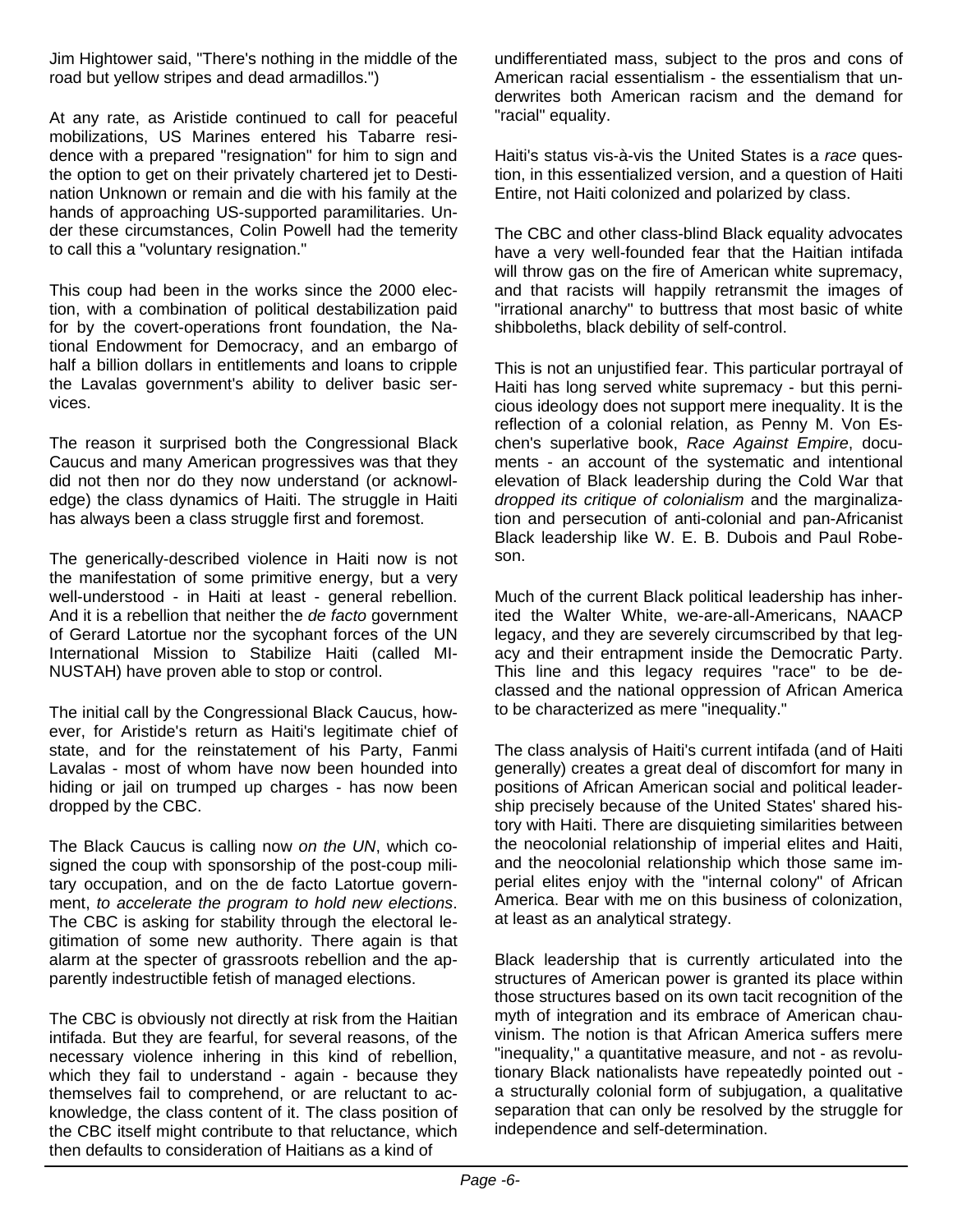Jim Hightower said, "There's nothing in the middle of the road but yellow stripes and dead armadillos.")

At any rate, as Aristide continued to call for peaceful mobilizations, US Marines entered his Tabarre residence with a prepared "resignation" for him to sign and the option to get on their privately chartered jet to Destination Unknown or remain and die with his family at the hands of approaching US-supported paramilitaries. Under these circumstances, Colin Powell had the temerity to call this a "voluntary resignation."

This coup had been in the works since the 2000 election, with a combination of political destabilization paid for by the covert-operations front foundation, the National Endowment for Democracy, and an embargo of half a billion dollars in entitlements and loans to cripple the Lavalas government's ability to deliver basic services.

The reason it surprised both the Congressional Black Caucus and many American progressives was that they did not then nor do they now understand (or acknowledge) the class dynamics of Haiti. The struggle in Haiti has always been a class struggle first and foremost.

The generically-described violence in Haiti now is not the manifestation of some primitive energy, but a very well-understood - in Haiti at least - general rebellion. And it is a rebellion that neither the *de facto* government of Gerard Latortue nor the sycophant forces of the UN International Mission to Stabilize Haiti (called MINUSTAH) have proven able to stop or control.

The initial call by the Congressional Black Caucus, however, for Aristide's return as Haiti's legitimate chief of state, and for the reinstatement of his Party, Fanmi Lavalas - most of whom have now been hounded into hiding or jail on trumped up charges - has now been dropped by the CBC.

The Black Caucus is calling now *on the UN*, which co-signed the coup with sponsorship of the post-coup military occupation, and on the de facto Latortue government, *to accelerate the program to hold new elections*. The CBC is asking for stability through the electoral legitimation of some new authority. There again is that alarm at the specter of grassroots rebellion and the apparently indestructible fetish of managed elections.

The CBC is obviously not directly at risk from the Haitian intifada. But they are fearful, for several reasons, of the necessary violence inhering in this kind of rebellion, which they fail to understand - again - because they themselves fail to comprehend, or are reluctant to acknowledge, the class content of it. The class position of the CBC itself might contribute to that reluctance, which then defaults to consideration of Haitians as a kind of undifferentiated mass, subject to the pros and cons of American racial essentialism - the essentialism that underwrites both American racism and the demand for "racial" equality.

Haiti's status vis-à-vis the United States is a *race* question, in this essentialized version, and a question of Haiti Entire, not Haiti colonized and polarized by class.

The CBC and other class-blind Black equality advocates have a very well-founded fear that the Haitian intifada will throw gas on the fire of American white supremacy, and that racists will happily retransmit the images of "irrational anarchy" to buttress that most basic of white shibboleths, black debility of self-control.

This is not an unjustified fear. This particular portrayal of Haiti has long served white supremacy - but this pernicious ideology does not support mere inequality. It is the reflection of a colonial relation, as Penny M. Von Eschen's superlative book, *Race Against Empire*, documents - an account of the systematic and intentional elevation of Black leadership during the Cold War that *dropped its critique of colonialism* and the marginalization and persecution of anti-colonial and pan-Africanist Black leadership like W. E. B. Dubois and Paul Robeson.

Much of the current Black political leadership has inherited the Walter White, we-are-all-Americans, NAACP legacy, and they are severely circumscribed by that legacy and their entrapment inside the Democratic Party. This line and this legacy requires "race" to be declassed and the national oppression of African America to be characterized as mere "inequality."

The class analysis of Haiti's current intifada (and of Haiti generally) creates a great deal of discomfort for many in positions of African American social and political leadership precisely because of the United States' shared history with Haiti. There are disquieting similarities between the neocolonial relationship of imperial elites and Haiti, and the neocolonial relationship which those same imperial elites enjoy with the "internal colony" of African America. Bear with me on this business of colonization, at least as an analytical strategy.

Black leadership that is currently articulated into the structures of American power is granted its place within those structures based on its own tacit recognition of the myth of integration and its embrace of American chauvinism. The notion is that African America suffers mere "inequality," a quantitative measure, and not - as revolutionary Black nationalists have repeatedly pointed out - a structurally colonial form of subjugation, a qualitative separation that can only be resolved by the struggle for independence and self-determination.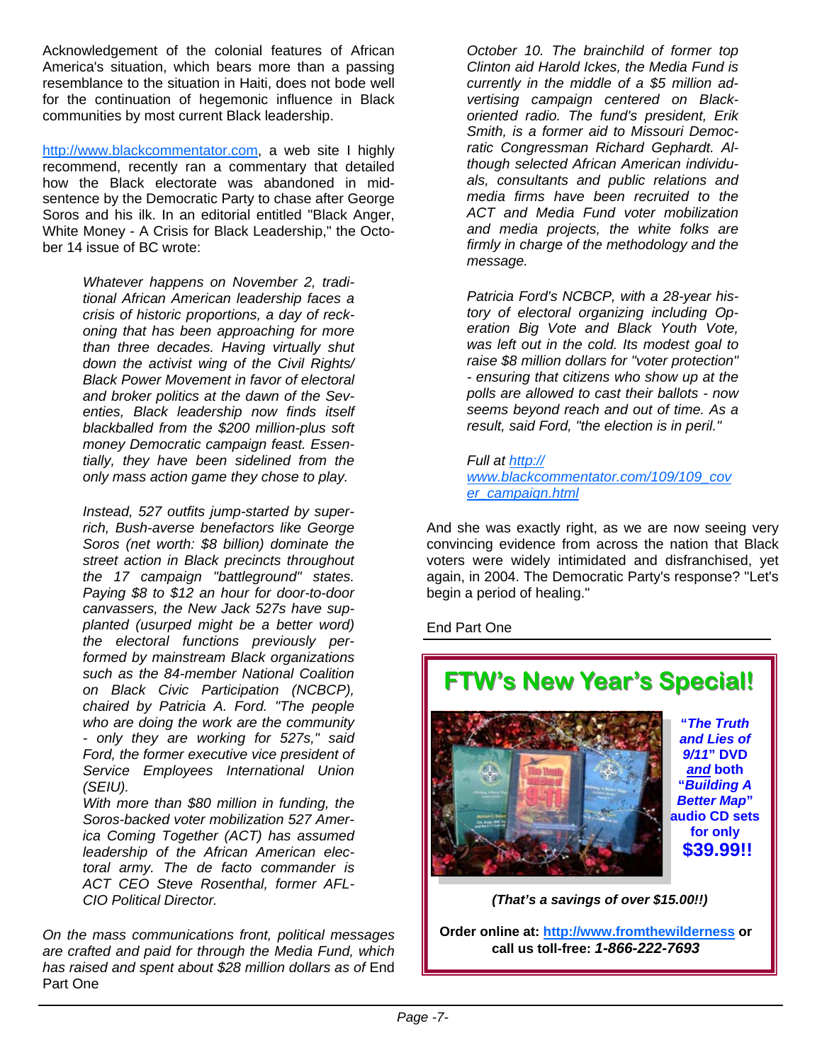Acknowledgement of the colonial features of African America's situation, which bears more than a passing resemblance to the situation in Haiti, does not bode well for the continuation of hegemonic influence in Black communities by most current Black leadership.

http://www.blackcommentator.com, a web site I highly recommend, recently ran a commentary that detailed how the Black electorate was abandoned in mid-sentence by the Democratic Party to chase after George Soros and his ilk. In an editorial entitled "Black Anger, White Money - A Crisis for Black Leadership," the October 14 issue of BC wrote:

> *Whatever happens on November 2, traditional African American leadership faces a crisis of historic proportions, a day of reckoning that has been approaching for more than three decades. Having virtually shut down the activist wing of the Civil Rights/ Black Power Movement in favor of electoral and broker politics at the dawn of the Seventies, Black leadership now finds itself blackballed from the $200 million-plus soft money Democratic campaign feast. Essentially, they have been sidelined from the only mass action game they chose to play.*
>
> *Instead, 527 outfits jump-started by super-rich, Bush-averse benefactors like George Soros (net worth: $8 billion) dominate the street action in Black precincts throughout the 17 campaign "battleground" states. Paying $8 to $12 an hour for door-to-door canvassers, the New Jack 527s have supplanted (usurped might be a better word) the electoral functions previously performed by mainstream Black organizations such as the 84-member National Coalition on Black Civic Participation (NCBCP), chaired by Patricia A. Ford. "The people who are doing the work are the community - only they are working for 527s," said Ford, the former executive vice president of Service Employees International Union (SEIU).*
>
> *With more than $80 million in funding, the Soros-backed voter mobilization 527 America Coming Together (ACT) has assumed leadership of the African American electoral army. The de facto commander is ACT CEO Steve Rosenthal, former AFL-CIO Political Director.*
>
> *On the mass communications front, political messages are crafted and paid for through the Media Fund, which has raised and spent about $28 million dollars as of* End Part One
>
> *October 10. The brainchild of former top Clinton aid Harold Ickes, the Media Fund is currently in the middle of a $5 million advertising campaign centered on Black-oriented radio. The fund's president, Erik Smith, is a former aid to Missouri Democratic Congressman Richard Gephardt. Although selected African American individuals, consultants and public relations and media firms have been recruited to the ACT and Media Fund voter mobilization and media projects, the white folks are firmly in charge of the methodology and the message.*
>
> *Patricia Ford's NCBCP, with a 28-year history of electoral organizing including Operation Big Vote and Black Youth Vote, was left out in the cold. Its modest goal to raise $8 million dollars for "voter protection" - ensuring that citizens who show up at the polls are allowed to cast their ballots - now seems beyond reach and out of time. As a result, said Ford, "the election is in peril."*
>
> *Full at* http://www.blackcommentator.com/109/109_cover_campaign.html

And she was exactly right, as we are now seeing very convincing evidence from across the nation that Black voters were widely intimidated and disfranchised, yet again, in 2004. The Democratic Party's response? "Let's begin a period of healing."

End Part One

---

## FTW's New Year's Special!

**"*The Truth and Lies of 9/11*" DVD *and* both "*Building A Better Map*" audio CD sets for only $39.99!!**

***(That's a savings of over $15.00!!)***

**Order online at: http://www.fromthewilderness or call us toll-free: *1-866-222-7693***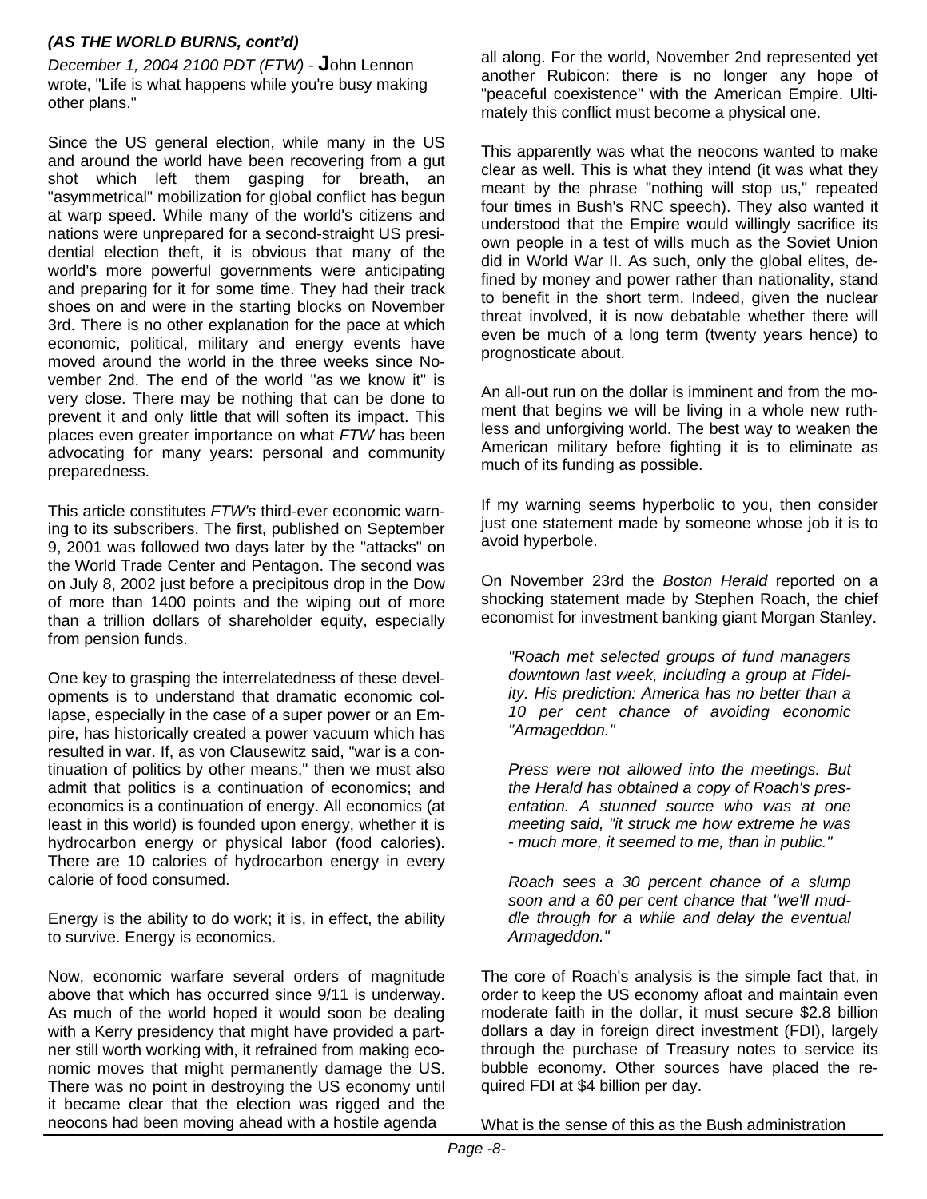***(AS THE WORLD BURNS, cont'd)***

*December 1, 2004 2100 PDT (FTW)* - **J**ohn Lennon wrote, "Life is what happens while you're busy making other plans."

Since the US general election, while many in the US and around the world have been recovering from a gut shot which left them gasping for breath, an "asymmetrical" mobilization for global conflict has begun at warp speed. While many of the world's citizens and nations were unprepared for a second-straight US presidential election theft, it is obvious that many of the world's more powerful governments were anticipating and preparing for it for some time. They had their track shoes on and were in the starting blocks on November 3rd. There is no other explanation for the pace at which economic, political, military and energy events have moved around the world in the three weeks since November 2nd. The end of the world "as we know it" is very close. There may be nothing that can be done to prevent it and only little that will soften its impact. This places even greater importance on what *FTW* has been advocating for many years: personal and community preparedness.

This article constitutes *FTW's* third-ever economic warning to its subscribers. The first, published on September 9, 2001 was followed two days later by the "attacks" on the World Trade Center and Pentagon. The second was on July 8, 2002 just before a precipitous drop in the Dow of more than 1400 points and the wiping out of more than a trillion dollars of shareholder equity, especially from pension funds.

One key to grasping the interrelatedness of these developments is to understand that dramatic economic collapse, especially in the case of a super power or an Empire, has historically created a power vacuum which has resulted in war. If, as von Clausewitz said, "war is a continuation of politics by other means," then we must also admit that politics is a continuation of economics; and economics is a continuation of energy. All economics (at least in this world) is founded upon energy, whether it is hydrocarbon energy or physical labor (food calories). There are 10 calories of hydrocarbon energy in every calorie of food consumed.

Energy is the ability to do work; it is, in effect, the ability to survive. Energy is economics.

Now, economic warfare several orders of magnitude above that which has occurred since 9/11 is underway. As much of the world hoped it would soon be dealing with a Kerry presidency that might have provided a partner still worth working with, it refrained from making economic moves that might permanently damage the US. There was no point in destroying the US economy until it became clear that the election was rigged and the neocons had been moving ahead with a hostile agenda all along. For the world, November 2nd represented yet another Rubicon: there is no longer any hope of "peaceful coexistence" with the American Empire. Ultimately this conflict must become a physical one.

This apparently was what the neocons wanted to make clear as well. This is what they intend (it was what they meant by the phrase "nothing will stop us," repeated four times in Bush's RNC speech). They also wanted it understood that the Empire would willingly sacrifice its own people in a test of wills much as the Soviet Union did in World War II. As such, only the global elites, defined by money and power rather than nationality, stand to benefit in the short term. Indeed, given the nuclear threat involved, it is now debatable whether there will even be much of a long term (twenty years hence) to prognosticate about.

An all-out run on the dollar is imminent and from the moment that begins we will be living in a whole new ruthless and unforgiving world. The best way to weaken the American military before fighting it is to eliminate as much of its funding as possible.

If my warning seems hyperbolic to you, then consider just one statement made by someone whose job it is to avoid hyperbole.

On November 23rd the *Boston Herald* reported on a shocking statement made by Stephen Roach, the chief economist for investment banking giant Morgan Stanley.

> *"Roach met selected groups of fund managers downtown last week, including a group at Fidelity. His prediction: America has no better than a 10 per cent chance of avoiding economic "Armageddon."*
>
> *Press were not allowed into the meetings. But the Herald has obtained a copy of Roach's presentation. A stunned source who was at one meeting said, "it struck me how extreme he was - much more, it seemed to me, than in public."*
>
> *Roach sees a 30 percent chance of a slump soon and a 60 per cent chance that "we'll muddle through for a while and delay the eventual Armageddon."*

The core of Roach's analysis is the simple fact that, in order to keep the US economy afloat and maintain even moderate faith in the dollar, it must secure $2.8 billion dollars a day in foreign direct investment (FDI), largely through the purchase of Treasury notes to service its bubble economy. Other sources have placed the required FDI at $4 billion per day.

What is the sense of this as the Bush administration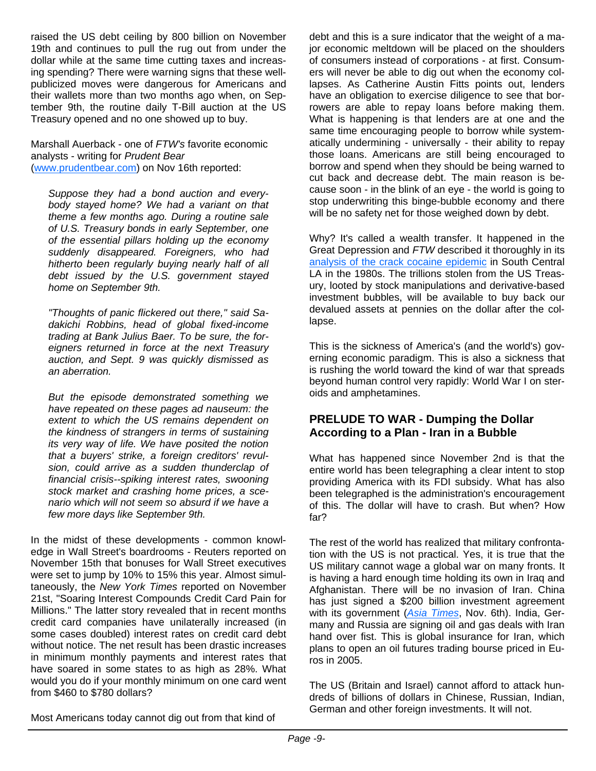raised the US debt ceiling by 800 billion on November 19th and continues to pull the rug out from under the dollar while at the same time cutting taxes and increasing spending? There were warning signs that these well-publicized moves were dangerous for Americans and their wallets more than two months ago when, on September 9th, the routine daily T-Bill auction at the US Treasury opened and no one showed up to buy.

Marshall Auerback - one of *FTW's* favorite economic analysts - writing for *Prudent Bear* (www.prudentbear.com) on Nov 16th reported:

> *Suppose they had a bond auction and everybody stayed home? We had a variant on that theme a few months ago. During a routine sale of U.S. Treasury bonds in early September, one of the essential pillars holding up the economy suddenly disappeared. Foreigners, who had hitherto been regularly buying nearly half of all debt issued by the U.S. government stayed home on September 9th.*
>
> *"Thoughts of panic flickered out there," said Sadakichi Robbins, head of global fixed-income trading at Bank Julius Baer. To be sure, the foreigners returned in force at the next Treasury auction, and Sept. 9 was quickly dismissed as an aberration.*
>
> *But the episode demonstrated something we have repeated on these pages ad nauseum: the extent to which the US remains dependent on the kindness of strangers in terms of sustaining its very way of life. We have posited the notion that a buyers' strike, a foreign creditors' revulsion, could arrive as a sudden thunderclap of financial crisis--spiking interest rates, swooning stock market and crashing home prices, a scenario which will not seem so absurd if we have a few more days like September 9th.*

In the midst of these developments - common knowledge in Wall Street's boardrooms - Reuters reported on November 15th that bonuses for Wall Street executives were set to jump by 10% to 15% this year. Almost simultaneously, the *New York Times* reported on November 21st, "Soaring Interest Compounds Credit Card Pain for Millions." The latter story revealed that in recent months credit card companies have unilaterally increased (in some cases doubled) interest rates on credit card debt without notice. The net result has been drastic increases in minimum monthly payments and interest rates that have soared in some states to as high as 28%. What would you do if your monthly minimum on one card went from $460 to $780 dollars?

Most Americans today cannot dig out from that kind of debt and this is a sure indicator that the weight of a major economic meltdown will be placed on the shoulders of consumers instead of corporations - at first. Consumers will never be able to dig out when the economy collapses. As Catherine Austin Fitts points out, lenders have an obligation to exercise diligence to see that borrowers are able to repay loans before making them. What is happening is that lenders are at one and the same time encouraging people to borrow while systematically undermining - universally - their ability to repay those loans. Americans are still being encouraged to borrow and spend when they should be being warned to cut back and decrease debt. The main reason is because soon - in the blink of an eye - the world is going to stop underwriting this binge-bubble economy and there will be no safety net for those weighed down by debt.

Why? It's called a wealth transfer. It happened in the Great Depression and *FTW* described it thoroughly in its analysis of the crack cocaine epidemic in South Central LA in the 1980s. The trillions stolen from the US Treasury, looted by stock manipulations and derivative-based investment bubbles, will be available to buy back our devalued assets at pennies on the dollar after the collapse.

This is the sickness of America's (and the world's) governing economic paradigm. This is also a sickness that is rushing the world toward the kind of war that spreads beyond human control very rapidly: World War I on steroids and amphetamines.

### PRELUDE TO WAR - Dumping the Dollar According to a Plan - Iran in a Bubble

What has happened since November 2nd is that the entire world has been telegraphing a clear intent to stop providing America with its FDI subsidy. What has also been telegraphed is the administration's encouragement of this. The dollar will have to crash. But when? How far?

The rest of the world has realized that military confrontation with the US is not practical. Yes, it is true that the US military cannot wage a global war on many fronts. It is having a hard enough time holding its own in Iraq and Afghanistan. There will be no invasion of Iran. China has just signed a $200 billion investment agreement with its government (*Asia Times*, Nov. 6th). India, Germany and Russia are signing oil and gas deals with Iran hand over fist. This is global insurance for Iran, which plans to open an oil futures trading bourse priced in Euros in 2005.

The US (Britain and Israel) cannot afford to attack hundreds of billions of dollars in Chinese, Russian, Indian, German and other foreign investments. It will not.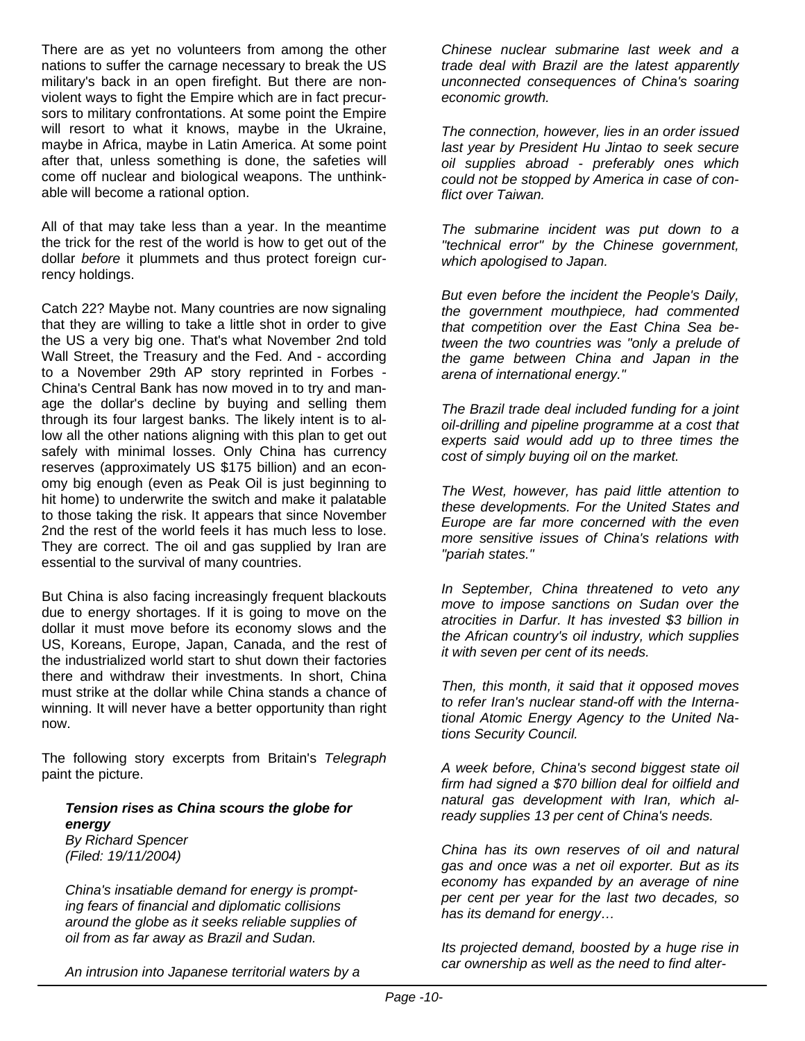There are as yet no volunteers from among the other nations to suffer the carnage necessary to break the US military's back in an open firefight. But there are non-violent ways to fight the Empire which are in fact precursors to military confrontations. At some point the Empire will resort to what it knows, maybe in the Ukraine, maybe in Africa, maybe in Latin America. At some point after that, unless something is done, the safeties will come off nuclear and biological weapons. The unthinkable will become a rational option.

All of that may take less than a year. In the meantime the trick for the rest of the world is how to get out of the dollar *before* it plummets and thus protect foreign currency holdings.

Catch 22? Maybe not. Many countries are now signaling that they are willing to take a little shot in order to give the US a very big one. That's what November 2nd told Wall Street, the Treasury and the Fed. And - according to a November 29th AP story reprinted in Forbes - China's Central Bank has now moved in to try and manage the dollar's decline by buying and selling them through its four largest banks. The likely intent is to allow all the other nations aligning with this plan to get out safely with minimal losses. Only China has currency reserves (approximately US $175 billion) and an economy big enough (even as Peak Oil is just beginning to hit home) to underwrite the switch and make it palatable to those taking the risk. It appears that since November 2nd the rest of the world feels it has much less to lose. They are correct. The oil and gas supplied by Iran are essential to the survival of many countries.

But China is also facing increasingly frequent blackouts due to energy shortages. If it is going to move on the dollar it must move before its economy slows and the US, Koreans, Europe, Japan, Canada, and the rest of the industrialized world start to shut down their factories there and withdraw their investments. In short, China must strike at the dollar while China stands a chance of winning. It will never have a better opportunity than right now.

The following story excerpts from Britain's *Telegraph* paint the picture.

> ***Tension rises as China scours the globe for energy***
> *By Richard Spencer*
> *(Filed: 19/11/2004)*
>
> *China's insatiable demand for energy is prompting fears of financial and diplomatic collisions around the globe as it seeks reliable supplies of oil from as far away as Brazil and Sudan.*
>
> *An intrusion into Japanese territorial waters by a Chinese nuclear submarine last week and a trade deal with Brazil are the latest apparently unconnected consequences of China's soaring economic growth.*
>
> *The connection, however, lies in an order issued last year by President Hu Jintao to seek secure oil supplies abroad - preferably ones which could not be stopped by America in case of conflict over Taiwan.*
>
> *The submarine incident was put down to a "technical error" by the Chinese government, which apologised to Japan.*
>
> *But even before the incident the People's Daily, the government mouthpiece, had commented that competition over the East China Sea between the two countries was "only a prelude of the game between China and Japan in the arena of international energy."*
>
> *The Brazil trade deal included funding for a joint oil-drilling and pipeline programme at a cost that experts said would add up to three times the cost of simply buying oil on the market.*
>
> *The West, however, has paid little attention to these developments. For the United States and Europe are far more concerned with the even more sensitive issues of China's relations with "pariah states."*
>
> *In September, China threatened to veto any move to impose sanctions on Sudan over the atrocities in Darfur. It has invested $3 billion in the African country's oil industry, which supplies it with seven per cent of its needs.*
>
> *Then, this month, it said that it opposed moves to refer Iran's nuclear stand-off with the International Atomic Energy Agency to the United Nations Security Council.*
>
> *A week before, China's second biggest state oil firm had signed a $70 billion deal for oilfield and natural gas development with Iran, which already supplies 13 per cent of China's needs.*
>
> *China has its own reserves of oil and natural gas and once was a net oil exporter. But as its economy has expanded by an average of nine per cent per year for the last two decades, so has its demand for energy…*
>
> *Its projected demand, boosted by a huge rise in car ownership as well as the need to find alter-*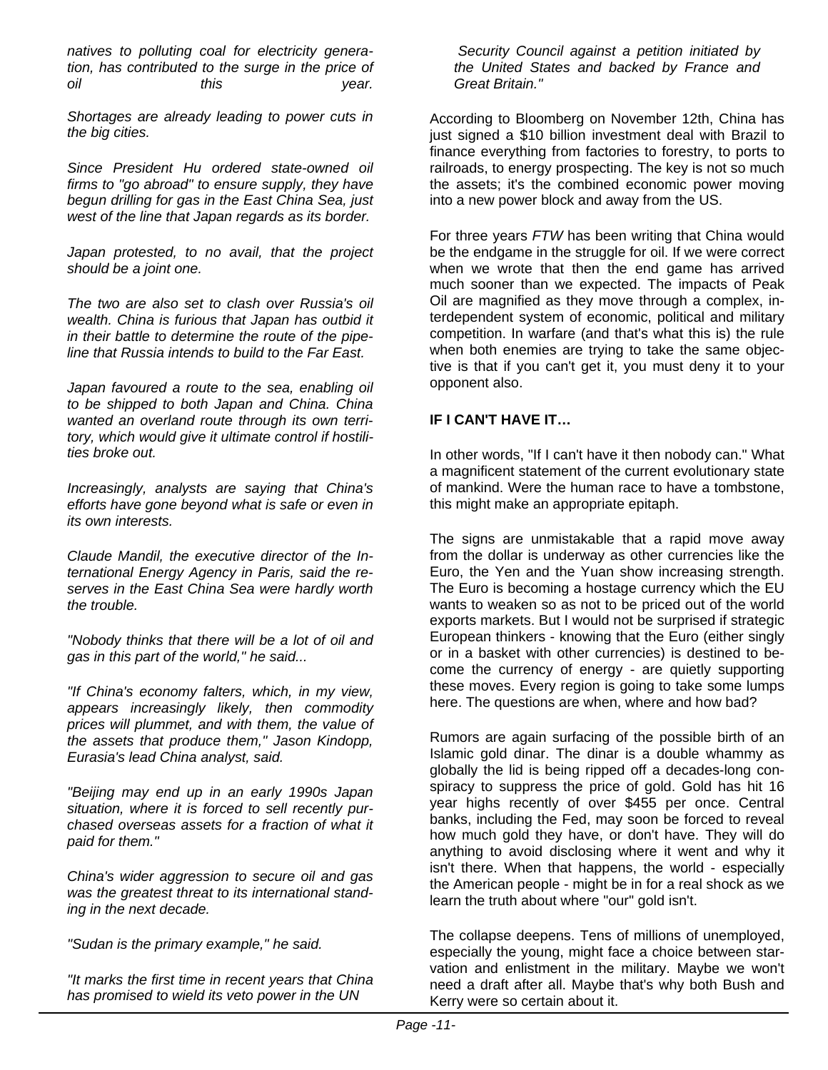*natives to polluting coal for electricity generation, has contributed to the surge in the price of oil this year.*

*Shortages are already leading to power cuts in the big cities.*

*Since President Hu ordered state-owned oil firms to "go abroad" to ensure supply, they have begun drilling for gas in the East China Sea, just west of the line that Japan regards as its border.*

*Japan protested, to no avail, that the project should be a joint one.*

*The two are also set to clash over Russia's oil wealth. China is furious that Japan has outbid it in their battle to determine the route of the pipeline that Russia intends to build to the Far East.*

*Japan favoured a route to the sea, enabling oil to be shipped to both Japan and China. China wanted an overland route through its own territory, which would give it ultimate control if hostilities broke out.*

*Increasingly, analysts are saying that China's efforts have gone beyond what is safe or even in its own interests.*

*Claude Mandil, the executive director of the International Energy Agency in Paris, said the reserves in the East China Sea were hardly worth the trouble.*

*"Nobody thinks that there will be a lot of oil and gas in this part of the world," he said...*

*"If China's economy falters, which, in my view, appears increasingly likely, then commodity prices will plummet, and with them, the value of the assets that produce them," Jason Kindopp, Eurasia's lead China analyst, said.*

*"Beijing may end up in an early 1990s Japan situation, where it is forced to sell recently purchased overseas assets for a fraction of what it paid for them."*

*China's wider aggression to secure oil and gas was the greatest threat to its international standing in the next decade.*

*"Sudan is the primary example," he said.*

*"It marks the first time in recent years that China has promised to wield its veto power in the UN Security Council against a petition initiated by the United States and backed by France and Great Britain."*

According to Bloomberg on November 12th, China has just signed a $10 billion investment deal with Brazil to finance everything from factories to forestry, to ports to railroads, to energy prospecting. The key is not so much the assets; it's the combined economic power moving into a new power block and away from the US.

For three years *FTW* has been writing that China would be the endgame in the struggle for oil. If we were correct when we wrote that then the end game has arrived much sooner than we expected. The impacts of Peak Oil are magnified as they move through a complex, interdependent system of economic, political and military competition. In warfare (and that's what this is) the rule when both enemies are trying to take the same objective is that if you can't get it, you must deny it to your opponent also.

**IF I CAN'T HAVE IT…**

In other words, "If I can't have it then nobody can." What a magnificent statement of the current evolutionary state of mankind. Were the human race to have a tombstone, this might make an appropriate epitaph.

The signs are unmistakable that a rapid move away from the dollar is underway as other currencies like the Euro, the Yen and the Yuan show increasing strength. The Euro is becoming a hostage currency which the EU wants to weaken so as not to be priced out of the world exports markets. But I would not be surprised if strategic European thinkers - knowing that the Euro (either singly or in a basket with other currencies) is destined to become the currency of energy - are quietly supporting these moves. Every region is going to take some lumps here. The questions are when, where and how bad?

Rumors are again surfacing of the possible birth of an Islamic gold dinar. The dinar is a double whammy as globally the lid is being ripped off a decades-long conspiracy to suppress the price of gold. Gold has hit 16 year highs recently of over $455 per once. Central banks, including the Fed, may soon be forced to reveal how much gold they have, or don't have. They will do anything to avoid disclosing where it went and why it isn't there. When that happens, the world - especially the American people - might be in for a real shock as we learn the truth about where "our" gold isn't.

The collapse deepens. Tens of millions of unemployed, especially the young, might face a choice between starvation and enlistment in the military. Maybe we won't need a draft after all. Maybe that's why both Bush and Kerry were so certain about it.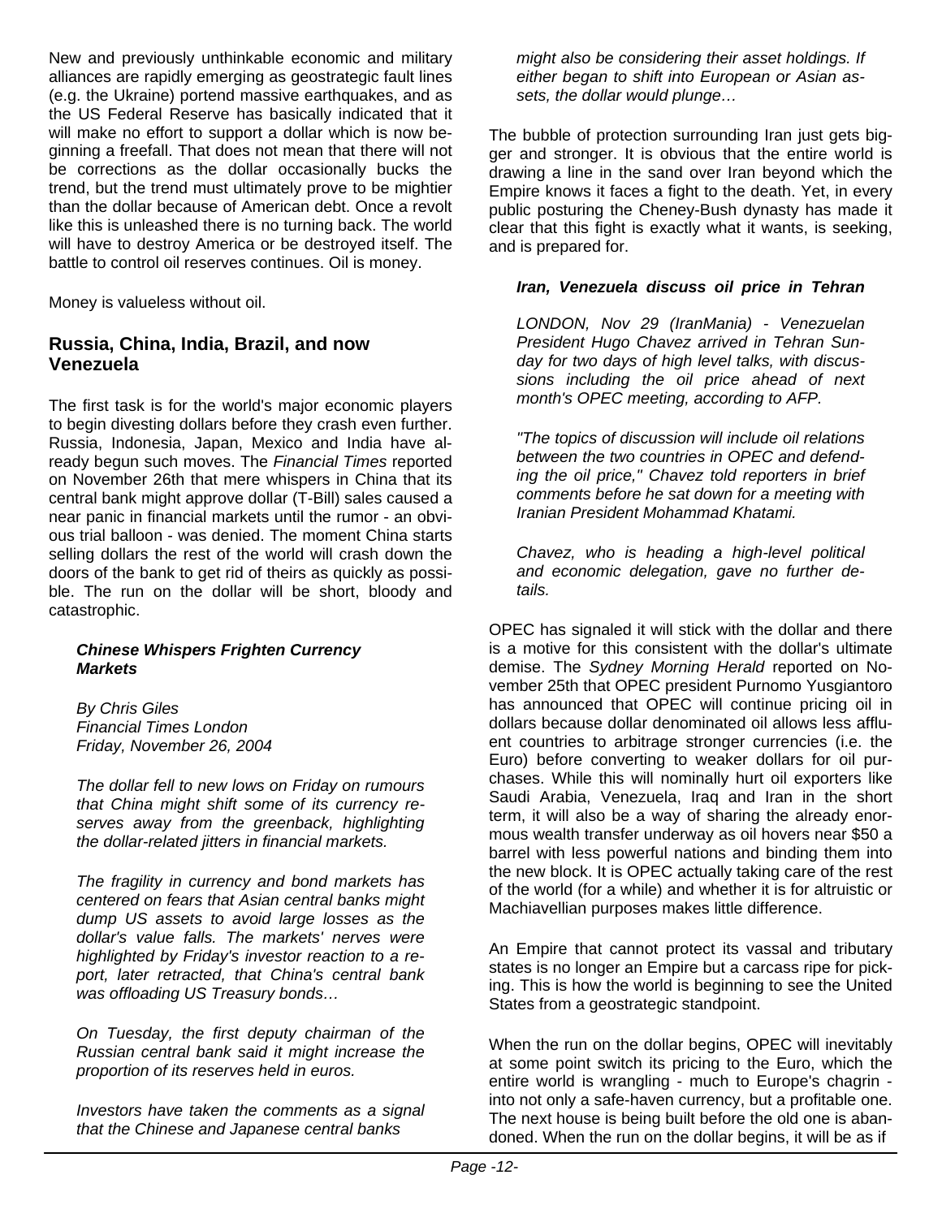New and previously unthinkable economic and military alliances are rapidly emerging as geostrategic fault lines (e.g. the Ukraine) portend massive earthquakes, and as the US Federal Reserve has basically indicated that it will make no effort to support a dollar which is now beginning a freefall. That does not mean that there will not be corrections as the dollar occasionally bucks the trend, but the trend must ultimately prove to be mightier than the dollar because of American debt. Once a revolt like this is unleashed there is no turning back. The world will have to destroy America or be destroyed itself. The battle to control oil reserves continues. Oil is money.

Money is valueless without oil.

## Russia, China, India, Brazil, and now Venezuela

The first task is for the world's major economic players to begin divesting dollars before they crash even further. Russia, Indonesia, Japan, Mexico and India have already begun such moves. The *Financial Times* reported on November 26th that mere whispers in China that its central bank might approve dollar (T-Bill) sales caused a near panic in financial markets until the rumor - an obvious trial balloon - was denied. The moment China starts selling dollars the rest of the world will crash down the doors of the bank to get rid of theirs as quickly as possible. The run on the dollar will be short, bloody and catastrophic.

> ***Chinese Whispers Frighten Currency Markets***
>
> *By Chris Giles*
> *Financial Times London*
> *Friday, November 26, 2004*
>
> *The dollar fell to new lows on Friday on rumours that China might shift some of its currency reserves away from the greenback, highlighting the dollar-related jitters in financial markets.*
>
> *The fragility in currency and bond markets has centered on fears that Asian central banks might dump US assets to avoid large losses as the dollar's value falls. The markets' nerves were highlighted by Friday's investor reaction to a report, later retracted, that China's central bank was offloading US Treasury bonds…*
>
> *On Tuesday, the first deputy chairman of the Russian central bank said it might increase the proportion of its reserves held in euros.*
>
> *Investors have taken the comments as a signal that the Chinese and Japanese central banks might also be considering their asset holdings. If either began to shift into European or Asian assets, the dollar would plunge…*

The bubble of protection surrounding Iran just gets bigger and stronger. It is obvious that the entire world is drawing a line in the sand over Iran beyond which the Empire knows it faces a fight to the death. Yet, in every public posturing the Cheney-Bush dynasty has made it clear that this fight is exactly what it wants, is seeking, and is prepared for.

> ***Iran, Venezuela discuss oil price in Tehran***
>
> *LONDON, Nov 29 (IranMania) - Venezuelan President Hugo Chavez arrived in Tehran Sunday for two days of high level talks, with discussions including the oil price ahead of next month's OPEC meeting, according to AFP.*
>
> *"The topics of discussion will include oil relations between the two countries in OPEC and defending the oil price," Chavez told reporters in brief comments before he sat down for a meeting with Iranian President Mohammad Khatami.*
>
> *Chavez, who is heading a high-level political and economic delegation, gave no further details.*

OPEC has signaled it will stick with the dollar and there is a motive for this consistent with the dollar's ultimate demise. The *Sydney Morning Herald* reported on November 25th that OPEC president Purnomo Yusgiantoro has announced that OPEC will continue pricing oil in dollars because dollar denominated oil allows less affluent countries to arbitrage stronger currencies (i.e. the Euro) before converting to weaker dollars for oil purchases. While this will nominally hurt oil exporters like Saudi Arabia, Venezuela, Iraq and Iran in the short term, it will also be a way of sharing the already enormous wealth transfer underway as oil hovers near $50 a barrel with less powerful nations and binding them into the new block. It is OPEC actually taking care of the rest of the world (for a while) and whether it is for altruistic or Machiavellian purposes makes little difference.

An Empire that cannot protect its vassal and tributary states is no longer an Empire but a carcass ripe for picking. This is how the world is beginning to see the United States from a geostrategic standpoint.

When the run on the dollar begins, OPEC will inevitably at some point switch its pricing to the Euro, which the entire world is wrangling - much to Europe's chagrin - into not only a safe-haven currency, but a profitable one. The next house is being built before the old one is abandoned. When the run on the dollar begins, it will be as if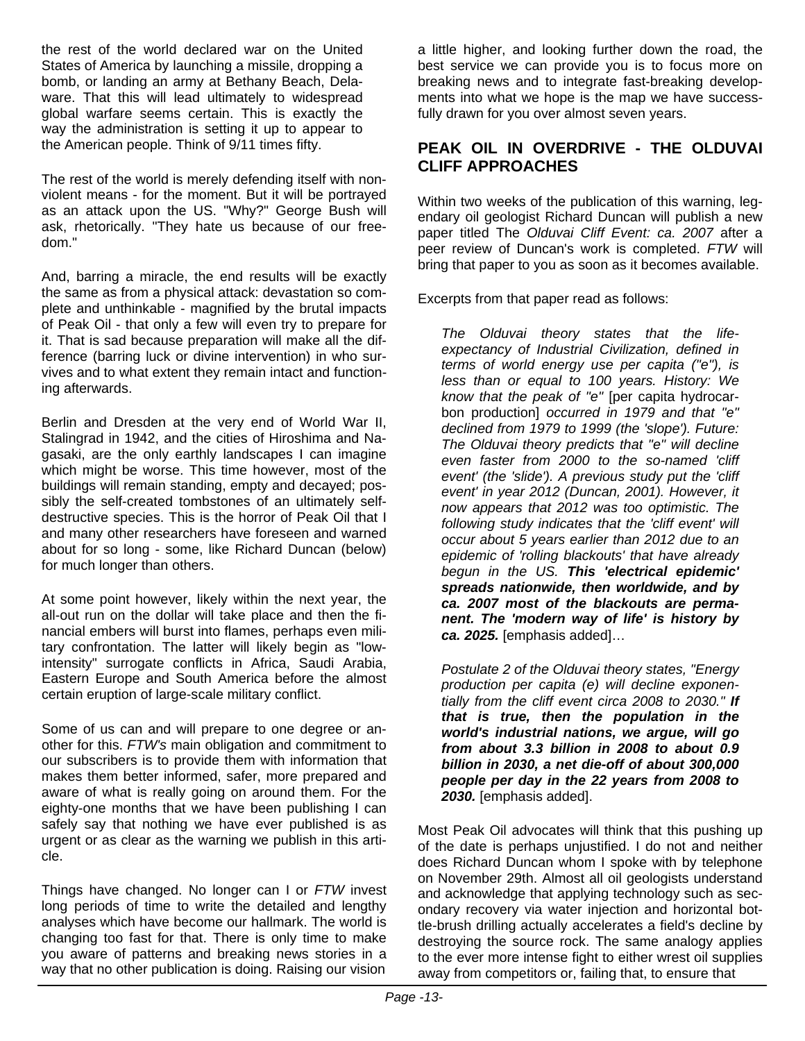the rest of the world declared war on the United States of America by launching a missile, dropping a bomb, or landing an army at Bethany Beach, Delaware. That this will lead ultimately to widespread global warfare seems certain. This is exactly the way the administration is setting it up to appear to the American people. Think of 9/11 times fifty.

The rest of the world is merely defending itself with non-violent means - for the moment. But it will be portrayed as an attack upon the US. "Why?" George Bush will ask, rhetorically. "They hate us because of our freedom."

And, barring a miracle, the end results will be exactly the same as from a physical attack: devastation so complete and unthinkable - magnified by the brutal impacts of Peak Oil - that only a few will even try to prepare for it. That is sad because preparation will make all the difference (barring luck or divine intervention) in who survives and to what extent they remain intact and functioning afterwards.

Berlin and Dresden at the very end of World War II, Stalingrad in 1942, and the cities of Hiroshima and Nagasaki, are the only earthly landscapes I can imagine which might be worse. This time however, most of the buildings will remain standing, empty and decayed; possibly the self-created tombstones of an ultimately self-destructive species. This is the horror of Peak Oil that I and many other researchers have foreseen and warned about for so long - some, like Richard Duncan (below) for much longer than others.

At some point however, likely within the next year, the all-out run on the dollar will take place and then the financial embers will burst into flames, perhaps even military confrontation. The latter will likely begin as "low-intensity" surrogate conflicts in Africa, Saudi Arabia, Eastern Europe and South America before the almost certain eruption of large-scale military conflict.

Some of us can and will prepare to one degree or another for this. *FTW's* main obligation and commitment to our subscribers is to provide them with information that makes them better informed, safer, more prepared and aware of what is really going on around them. For the eighty-one months that we have been publishing I can safely say that nothing we have ever published is as urgent or as clear as the warning we publish in this article.

Things have changed. No longer can I or *FTW* invest long periods of time to write the detailed and lengthy analyses which have become our hallmark. The world is changing too fast for that. There is only time to make you aware of patterns and breaking news stories in a way that no other publication is doing. Raising our vision a little higher, and looking further down the road, the best service we can provide you is to focus more on breaking news and to integrate fast-breaking developments into what we hope is the map we have successfully drawn for you over almost seven years.

## PEAK OIL IN OVERDRIVE - THE OLDUVAI CLIFF APPROACHES

Within two weeks of the publication of this warning, legendary oil geologist Richard Duncan will publish a new paper titled The *Olduvai Cliff Event: ca. 2007* after a peer review of Duncan's work is completed. *FTW* will bring that paper to you as soon as it becomes available.

Excerpts from that paper read as follows:

> *The Olduvai theory states that the life-expectancy of Industrial Civilization, defined in terms of world energy use per capita ("e"), is less than or equal to 100 years. History: We know that the peak of "e"* [per capita hydrocarbon production] *occurred in 1979 and that "e" declined from 1979 to 1999 (the 'slope'). Future: The Olduvai theory predicts that "e" will decline even faster from 2000 to the so-named 'cliff event' (the 'slide'). A previous study put the 'cliff event' in year 2012 (Duncan, 2001). However, it now appears that 2012 was too optimistic. The following study indicates that the 'cliff event' will occur about 5 years earlier than 2012 due to an epidemic of 'rolling blackouts' that have already begun in the US.* ***This 'electrical epidemic' spreads nationwide, then worldwide, and by ca. 2007 most of the blackouts are permanent. The 'modern way of life' is history by ca. 2025.*** [emphasis added]…
>
> *Postulate 2 of the Olduvai theory states, "Energy production per capita (e) will decline exponentially from the cliff event circa 2008 to 2030."* ***If that is true, then the population in the world's industrial nations, we argue, will go from about 3.3 billion in 2008 to about 0.9 billion in 2030, a net die-off of about 300,000 people per day in the 22 years from 2008 to 2030.*** [emphasis added].

Most Peak Oil advocates will think that this pushing up of the date is perhaps unjustified. I do not and neither does Richard Duncan whom I spoke with by telephone on November 29th. Almost all oil geologists understand and acknowledge that applying technology such as secondary recovery via water injection and horizontal bottle-brush drilling actually accelerates a field's decline by destroying the source rock. The same analogy applies to the ever more intense fight to either wrest oil supplies away from competitors or, failing that, to ensure that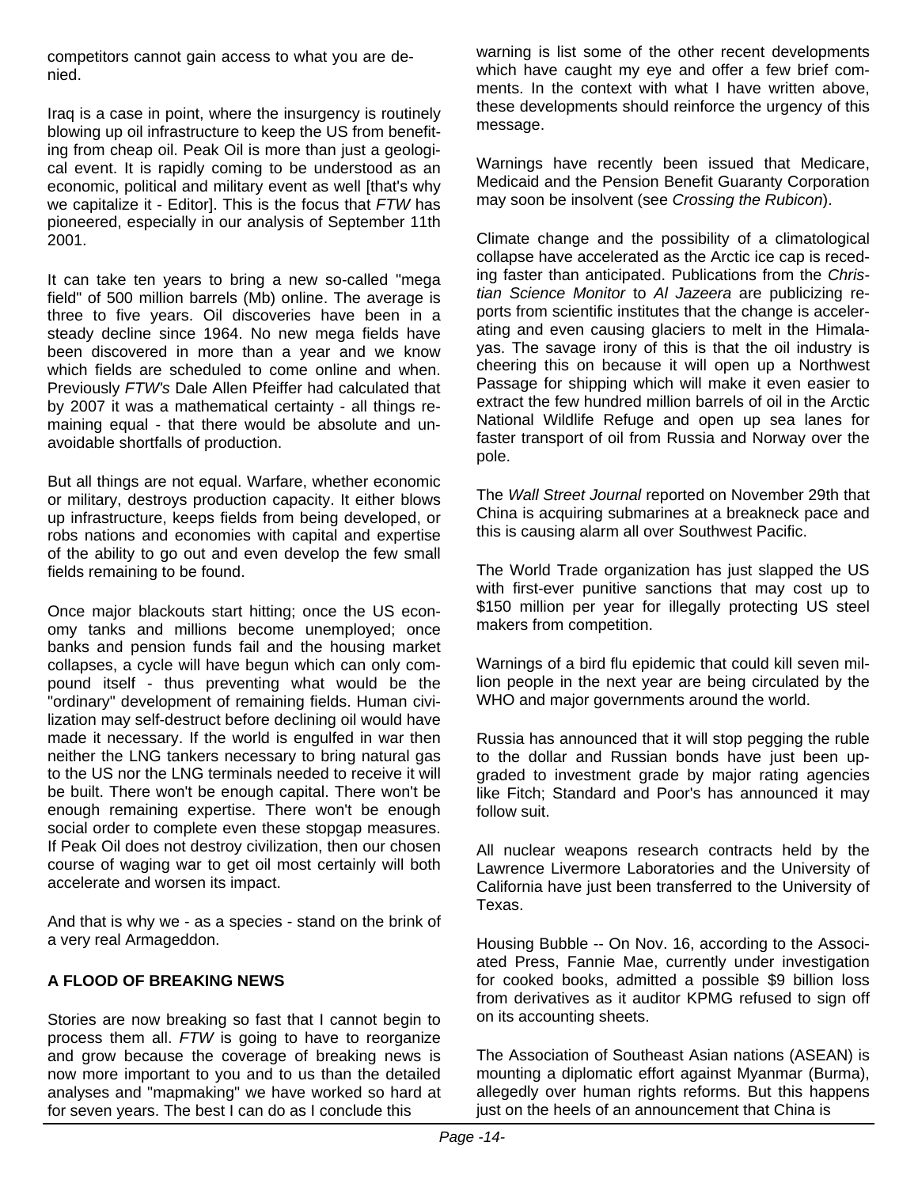competitors cannot gain access to what you are denied.

Iraq is a case in point, where the insurgency is routinely blowing up oil infrastructure to keep the US from benefiting from cheap oil. Peak Oil is more than just a geological event. It is rapidly coming to be understood as an economic, political and military event as well [that's why we capitalize it - Editor]. This is the focus that *FTW* has pioneered, especially in our analysis of September 11th 2001.

It can take ten years to bring a new so-called "mega field" of 500 million barrels (Mb) online. The average is three to five years. Oil discoveries have been in a steady decline since 1964. No new mega fields have been discovered in more than a year and we know which fields are scheduled to come online and when. Previously *FTW's* Dale Allen Pfeiffer had calculated that by 2007 it was a mathematical certainty - all things remaining equal - that there would be absolute and unavoidable shortfalls of production.

But all things are not equal. Warfare, whether economic or military, destroys production capacity. It either blows up infrastructure, keeps fields from being developed, or robs nations and economies with capital and expertise of the ability to go out and even develop the few small fields remaining to be found.

Once major blackouts start hitting; once the US economy tanks and millions become unemployed; once banks and pension funds fail and the housing market collapses, a cycle will have begun which can only compound itself - thus preventing what would be the "ordinary" development of remaining fields. Human civilization may self-destruct before declining oil would have made it necessary. If the world is engulfed in war then neither the LNG tankers necessary to bring natural gas to the US nor the LNG terminals needed to receive it will be built. There won't be enough capital. There won't be enough remaining expertise. There won't be enough social order to complete even these stopgap measures. If Peak Oil does not destroy civilization, then our chosen course of waging war to get oil most certainly will both accelerate and worsen its impact.

And that is why we - as a species - stand on the brink of a very real Armageddon.

## A FLOOD OF BREAKING NEWS

Stories are now breaking so fast that I cannot begin to process them all. *FTW* is going to have to reorganize and grow because the coverage of breaking news is now more important to you and to us than the detailed analyses and "mapmaking" we have worked so hard at for seven years. The best I can do as I conclude this warning is list some of the other recent developments which have caught my eye and offer a few brief comments. In the context with what I have written above, these developments should reinforce the urgency of this message.

Warnings have recently been issued that Medicare, Medicaid and the Pension Benefit Guaranty Corporation may soon be insolvent (see *Crossing the Rubicon*).

Climate change and the possibility of a climatological collapse have accelerated as the Arctic ice cap is receding faster than anticipated. Publications from the *Christian Science Monitor* to *Al Jazeera* are publicizing reports from scientific institutes that the change is accelerating and even causing glaciers to melt in the Himalayas. The savage irony of this is that the oil industry is cheering this on because it will open up a Northwest Passage for shipping which will make it even easier to extract the few hundred million barrels of oil in the Arctic National Wildlife Refuge and open up sea lanes for faster transport of oil from Russia and Norway over the pole.

The *Wall Street Journal* reported on November 29th that China is acquiring submarines at a breakneck pace and this is causing alarm all over Southwest Pacific.

The World Trade organization has just slapped the US with first-ever punitive sanctions that may cost up to $150 million per year for illegally protecting US steel makers from competition.

Warnings of a bird flu epidemic that could kill seven million people in the next year are being circulated by the WHO and major governments around the world.

Russia has announced that it will stop pegging the ruble to the dollar and Russian bonds have just been upgraded to investment grade by major rating agencies like Fitch; Standard and Poor's has announced it may follow suit.

All nuclear weapons research contracts held by the Lawrence Livermore Laboratories and the University of California have just been transferred to the University of Texas.

Housing Bubble -- On Nov. 16, according to the Associated Press, Fannie Mae, currently under investigation for cooked books, admitted a possible $9 billion loss from derivatives as it auditor KPMG refused to sign off on its accounting sheets.

The Association of Southeast Asian nations (ASEAN) is mounting a diplomatic effort against Myanmar (Burma), allegedly over human rights reforms. But this happens just on the heels of an announcement that China is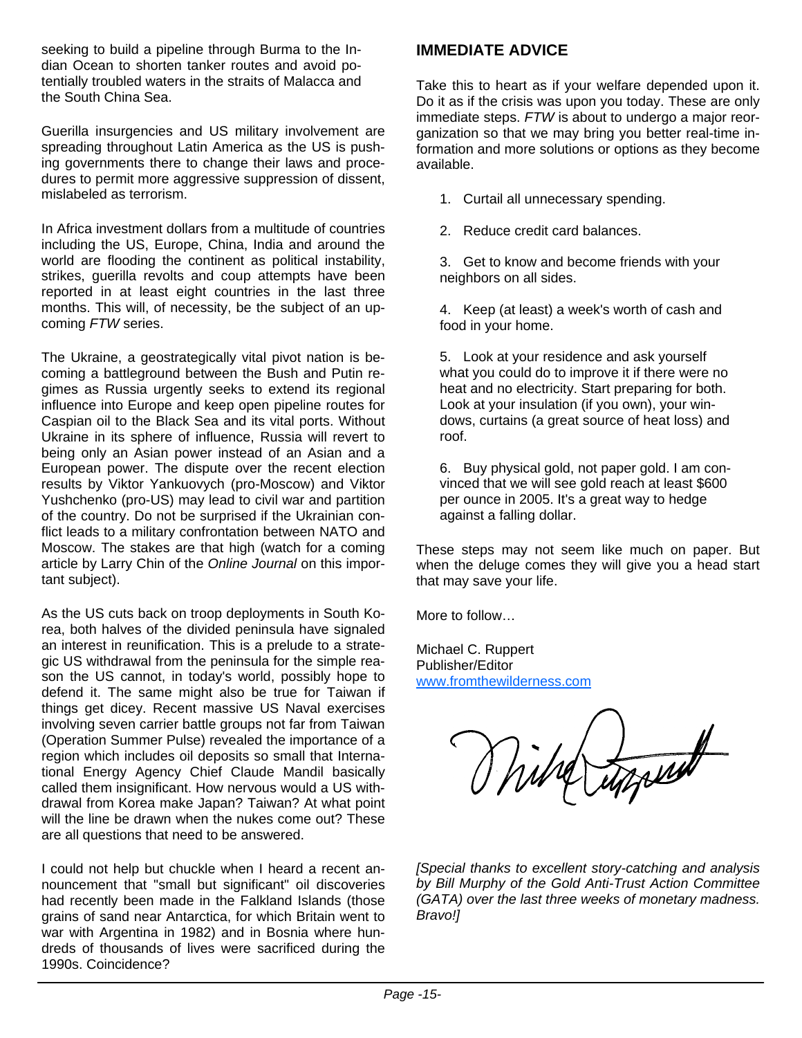seeking to build a pipeline through Burma to the Indian Ocean to shorten tanker routes and avoid potentially troubled waters in the straits of Malacca and the South China Sea.

Guerilla insurgencies and US military involvement are spreading throughout Latin America as the US is pushing governments there to change their laws and procedures to permit more aggressive suppression of dissent, mislabeled as terrorism.

In Africa investment dollars from a multitude of countries including the US, Europe, China, India and around the world are flooding the continent as political instability, strikes, guerilla revolts and coup attempts have been reported in at least eight countries in the last three months. This will, of necessity, be the subject of an upcoming *FTW* series.

The Ukraine, a geostrategically vital pivot nation is becoming a battleground between the Bush and Putin regimes as Russia urgently seeks to extend its regional influence into Europe and keep open pipeline routes for Caspian oil to the Black Sea and its vital ports. Without Ukraine in its sphere of influence, Russia will revert to being only an Asian power instead of an Asian and a European power. The dispute over the recent election results by Viktor Yankuovych (pro-Moscow) and Viktor Yushchenko (pro-US) may lead to civil war and partition of the country. Do not be surprised if the Ukrainian conflict leads to a military confrontation between NATO and Moscow. The stakes are that high (watch for a coming article by Larry Chin of the *Online Journal* on this important subject).

As the US cuts back on troop deployments in South Korea, both halves of the divided peninsula have signaled an interest in reunification. This is a prelude to a strategic US withdrawal from the peninsula for the simple reason the US cannot, in today's world, possibly hope to defend it. The same might also be true for Taiwan if things get dicey. Recent massive US Naval exercises involving seven carrier battle groups not far from Taiwan (Operation Summer Pulse) revealed the importance of a region which includes oil deposits so small that International Energy Agency Chief Claude Mandil basically called them insignificant. How nervous would a US withdrawal from Korea make Japan? Taiwan? At what point will the line be drawn when the nukes come out? These are all questions that need to be answered.

I could not help but chuckle when I heard a recent announcement that "small but significant" oil discoveries had recently been made in the Falkland Islands (those grains of sand near Antarctica, for which Britain went to war with Argentina in 1982) and in Bosnia where hundreds of thousands of lives were sacrificed during the 1990s. Coincidence?

## IMMEDIATE ADVICE

Take this to heart as if your welfare depended upon it. Do it as if the crisis was upon you today. These are only immediate steps. *FTW* is about to undergo a major reorganization so that we may bring you better real-time information and more solutions or options as they become available.

1. Curtail all unnecessary spending.
2. Reduce credit card balances.
3. Get to know and become friends with your neighbors on all sides.
4. Keep (at least) a week's worth of cash and food in your home.
5. Look at your residence and ask yourself what you could do to improve it if there were no heat and no electricity. Start preparing for both. Look at your insulation (if you own), your windows, curtains (a great source of heat loss) and roof.
6. Buy physical gold, not paper gold. I am convinced that we will see gold reach at least $600 per ounce in 2005. It's a great way to hedge against a falling dollar.

These steps may not seem like much on paper. But when the deluge comes they will give you a head start that may save your life.

More to follow…

Michael C. Ruppert
Publisher/Editor
www.fromthewilderness.com

*[Special thanks to excellent story-catching and analysis by Bill Murphy of the Gold Anti-Trust Action Committee (GATA) over the last three weeks of monetary madness. Bravo!]*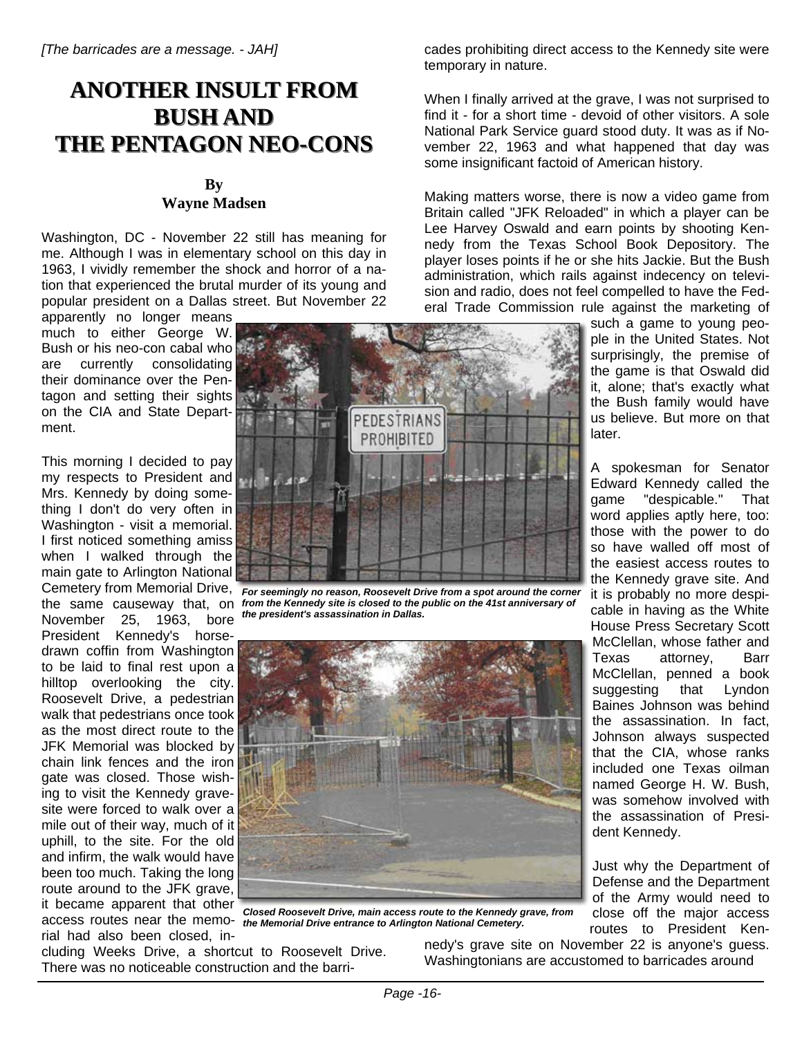*[The barricades are a message. - JAH]*

# ANOTHER INSULT FROM BUSH AND THE PENTAGON NEO-CONS

**By**
**Wayne Madsen**

Washington, DC - November 22 still has meaning for me. Although I was in elementary school on this day in 1963, I vividly remember the shock and horror of a nation that experienced the brutal murder of its young and popular president on a Dallas street. But November 22 apparently no longer means much to either George W. Bush or his neo-con cabal who are currently consolidating their dominance over the Pentagon and setting their sights on the CIA and State Department.

This morning I decided to pay my respects to President and Mrs. Kennedy by doing something I don't do very often in Washington - visit a memorial. I first noticed something amiss when I walked through the main gate to Arlington National Cemetery from Memorial Drive, the same causeway that, on November 25, 1963, bore President Kennedy's horse-drawn coffin from Washington to be laid to final rest upon a hilltop overlooking the city. Roosevelt Drive, a pedestrian walk that pedestrians once took as the most direct route to the JFK Memorial was blocked by chain link fences and the iron gate was closed. Those wishing to visit the Kennedy gravesite were forced to walk over a mile out of their way, much of it uphill, to the site. For the old and infirm, the walk would have been too much. Taking the long route around to the JFK grave, it became apparent that other access routes near the memorial had also been closed, including Weeks Drive, a shortcut to Roosevelt Drive. There was no noticeable construction and the barricades prohibiting direct access to the Kennedy site were temporary in nature.

***For seemingly no reason, Roosevelt Drive from a spot around the corner from the Kennedy site is closed to the public on the 41st anniversary of the president's assassination in Dallas.***

***Closed Roosevelt Drive, main access route to the Kennedy grave, from the Memorial Drive entrance to Arlington National Cemetery.***

When I finally arrived at the grave, I was not surprised to find it - for a short time - devoid of other visitors. A sole National Park Service guard stood duty. It was as if November 22, 1963 and what happened that day was some insignificant factoid of American history.

Making matters worse, there is now a video game from Britain called "JFK Reloaded" in which a player can be Lee Harvey Oswald and earn points by shooting Kennedy from the Texas School Book Depository. The player loses points if he or she hits Jackie. But the Bush administration, which rails against indecency on television and radio, does not feel compelled to have the Federal Trade Commission rule against the marketing of such a game to young people in the United States. Not surprisingly, the premise of the game is that Oswald did it, alone; that's exactly what the Bush family would have us believe. But more on that later.

A spokesman for Senator Edward Kennedy called the game "despicable." That word applies aptly here, too: those with the power to do so have walled off most of the easiest access routes to the Kennedy grave site. And it is probably no more despicable in having as the White House Press Secretary Scott McClellan, whose father and Texas attorney, Barr McClellan, penned a book suggesting that Lyndon Baines Johnson was behind the assassination. In fact, Johnson always suspected that the CIA, whose ranks included one Texas oilman named George H. W. Bush, was somehow involved with the assassination of President Kennedy.

Just why the Department of Defense and the Department of the Army would need to close off the major access routes to President Kennedy's grave site on November 22 is anyone's guess. Washingtonians are accustomed to barricades around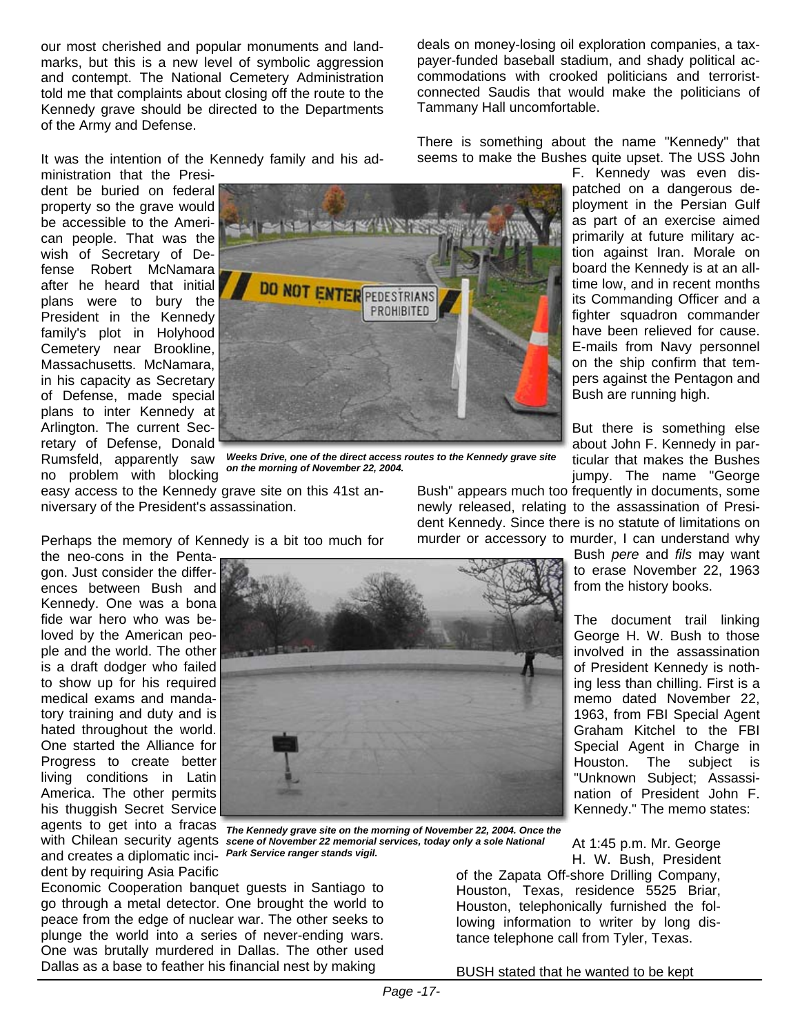our most cherished and popular monuments and landmarks, but this is a new level of symbolic aggression and contempt. The National Cemetery Administration told me that complaints about closing off the route to the Kennedy grave should be directed to the Departments of the Army and Defense.

It was the intention of the Kennedy family and his administration that the President be buried on federal property so the grave would be accessible to the American people. That was the wish of Secretary of Defense Robert McNamara after he heard that initial plans were to bury the President in the Kennedy family's plot in Holyhood Cemetery near Brookline, Massachusetts. McNamara, in his capacity as Secretary of Defense, made special plans to inter Kennedy at Arlington. The current Secretary of Defense, Donald Rumsfeld, apparently saw no problem with blocking easy access to the Kennedy grave site on this 41st anniversary of the President's assassination.

***Weeks Drive, one of the direct access routes to the Kennedy grave site on the morning of November 22, 2004.***

Perhaps the memory of Kennedy is a bit too much for the neo-cons in the Pentagon. Just consider the differences between Bush and Kennedy. One was a bona fide war hero who was beloved by the American people and the world. The other is a draft dodger who failed to show up for his required medical exams and mandatory training and duty and is hated throughout the world. One started the Alliance for Progress to create better living conditions in Latin America. The other permits his thuggish Secret Service agents to get into a fracas with Chilean security agents and creates a diplomatic incident by requiring Asia Pacific Economic Cooperation banquet guests in Santiago to go through a metal detector. One brought the world to peace from the edge of nuclear war. The other seeks to plunge the world into a series of never-ending wars. One was brutally murdered in Dallas. The other used Dallas as a base to feather his financial nest by making deals on money-losing oil exploration companies, a taxpayer-funded baseball stadium, and shady political accommodations with crooked politicians and terrorist-connected Saudis that would make the politicians of Tammany Hall uncomfortable.

***The Kennedy grave site on the morning of November 22, 2004. Once the scene of November 22 memorial services, today only a sole National Park Service ranger stands vigil.***

There is something about the name "Kennedy" that seems to make the Bushes quite upset. The USS John F. Kennedy was even dispatched on a dangerous deployment in the Persian Gulf as part of an exercise aimed primarily at future military action against Iran. Morale on board the Kennedy is at an all-time low, and in recent months its Commanding Officer and a fighter squadron commander have been relieved for cause. E-mails from Navy personnel on the ship confirm that tempers against the Pentagon and Bush are running high.

But there is something else about John F. Kennedy in particular that makes the Bushes jumpy. The name "George Bush" appears much too frequently in documents, some newly released, relating to the assassination of President Kennedy. Since there is no statute of limitations on murder or accessory to murder, I can understand why Bush *pere* and *fils* may want to erase November 22, 1963 from the history books.

The document trail linking George H. W. Bush to those involved in the assassination of President Kennedy is nothing less than chilling. First is a memo dated November 22, 1963, from FBI Special Agent Graham Kitchel to the FBI Special Agent in Charge in Houston. The subject is "Unknown Subject; Assassination of President John F. Kennedy." The memo states:

> At 1:45 p.m. Mr. George H. W. Bush, President of the Zapata Off-shore Drilling Company, Houston, Texas, residence 5525 Briar, Houston, telephonically furnished the following information to writer by long distance telephone call from Tyler, Texas.
>
> BUSH stated that he wanted to be kept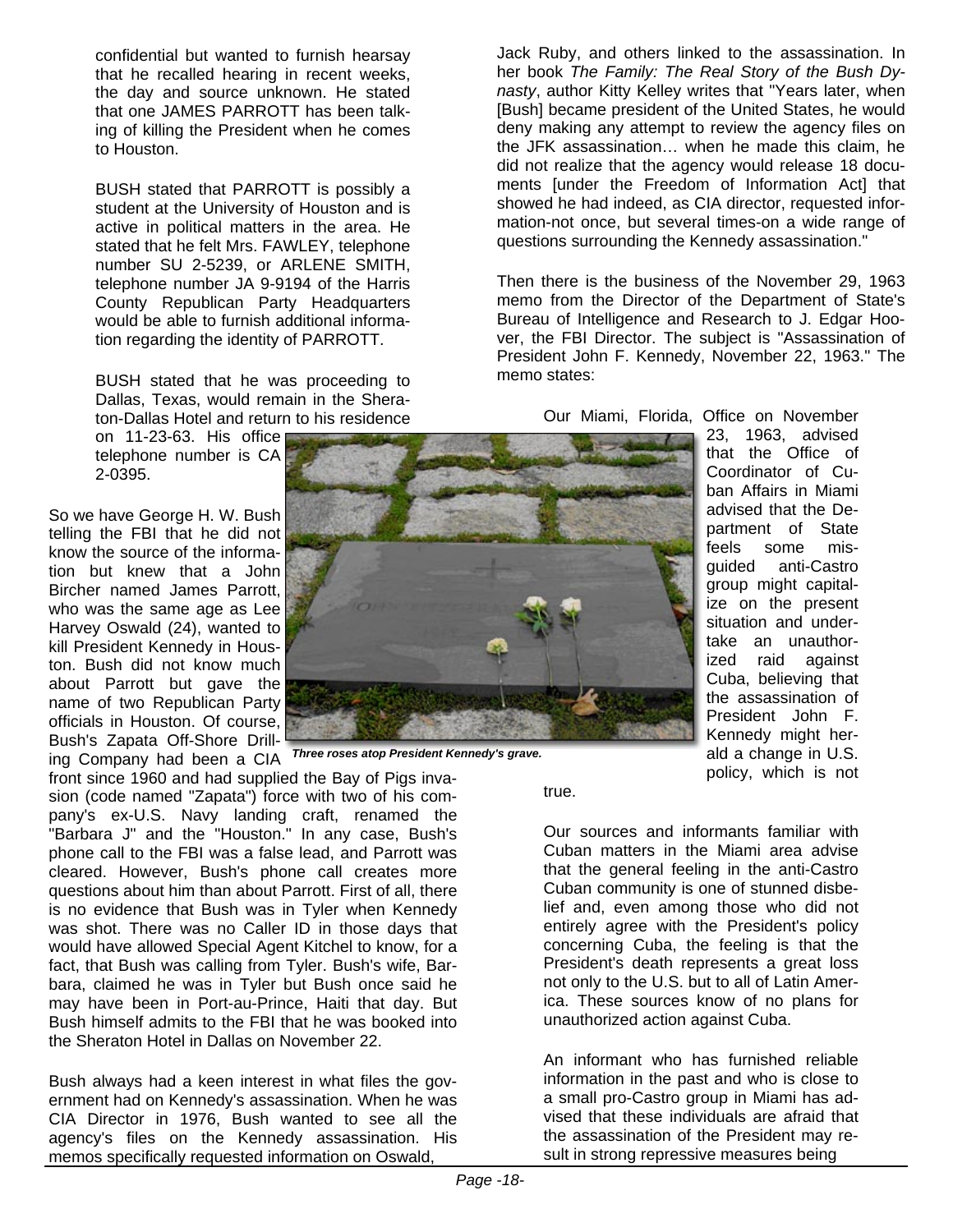> confidential but wanted to furnish hearsay that he recalled hearing in recent weeks, the day and source unknown. He stated that one JAMES PARROTT has been talking of killing the President when he comes to Houston.
>
> BUSH stated that PARROTT is possibly a student at the University of Houston and is active in political matters in the area. He stated that he felt Mrs. FAWLEY, telephone number SU 2-5239, or ARLENE SMITH, telephone number JA 9-9194 of the Harris County Republican Party Headquarters would be able to furnish additional information regarding the identity of PARROTT.
>
> BUSH stated that he was proceeding to Dallas, Texas, would remain in the Sheraton-Dallas Hotel and return to his residence on 11-23-63. His office telephone number is CA 2-0395.

So we have George H. W. Bush telling the FBI that he did not know the source of the information but knew that a John Bircher named James Parrott, who was the same age as Lee Harvey Oswald (24), wanted to kill President Kennedy in Houston. Bush did not know much about Parrott but gave the name of two Republican Party officials in Houston. Of course, Bush's Zapata Off-Shore Drilling Company had been a CIA front since 1960 and had supplied the Bay of Pigs invasion (code named "Zapata") force with two of his company's ex-U.S. Navy landing craft, renamed the "Barbara J" and the "Houston." In any case, Bush's phone call to the FBI was a false lead, and Parrott was cleared. However, Bush's phone call creates more questions about him than about Parrott. First of all, there is no evidence that Bush was in Tyler when Kennedy was shot. There was no Caller ID in those days that would have allowed Special Agent Kitchel to know, for a fact, that Bush was calling from Tyler. Bush's wife, Barbara, claimed he was in Tyler but Bush once said he may have been in Port-au-Prince, Haiti that day. But Bush himself admits to the FBI that he was booked into the Sheraton Hotel in Dallas on November 22.

*Three roses atop President Kennedy's grave.*

Bush always had a keen interest in what files the government had on Kennedy's assassination. When he was CIA Director in 1976, Bush wanted to see all the agency's files on the Kennedy assassination. His memos specifically requested information on Oswald, Jack Ruby, and others linked to the assassination. In her book *The Family: The Real Story of the Bush Dynasty*, author Kitty Kelley writes that "Years later, when [Bush] became president of the United States, he would deny making any attempt to review the agency files on the JFK assassination… when he made this claim, he did not realize that the agency would release 18 documents [under the Freedom of Information Act] that showed he had indeed, as CIA director, requested information-not once, but several times-on a wide range of questions surrounding the Kennedy assassination."

Then there is the business of the November 29, 1963 memo from the Director of the Department of State's Bureau of Intelligence and Research to J. Edgar Hoover, the FBI Director. The subject is "Assassination of President John F. Kennedy, November 22, 1963." The memo states:

> Our Miami, Florida, Office on November 23, 1963, advised that the Office of Coordinator of Cuban Affairs in Miami advised that the Department of State feels some misguided anti-Castro group might capitalize on the present situation and undertake an unauthorized raid against Cuba, believing that the assassination of President John F. Kennedy might herald a change in U.S. policy, which is not true.
>
> Our sources and informants familiar with Cuban matters in the Miami area advise that the general feeling in the anti-Castro Cuban community is one of stunned disbelief and, even among those who did not entirely agree with the President's policy concerning Cuba, the feeling is that the President's death represents a great loss not only to the U.S. but to all of Latin America. These sources know of no plans for unauthorized action against Cuba.
>
> An informant who has furnished reliable information in the past and who is close to a small pro-Castro group in Miami has advised that these individuals are afraid that the assassination of the President may result in strong repressive measures being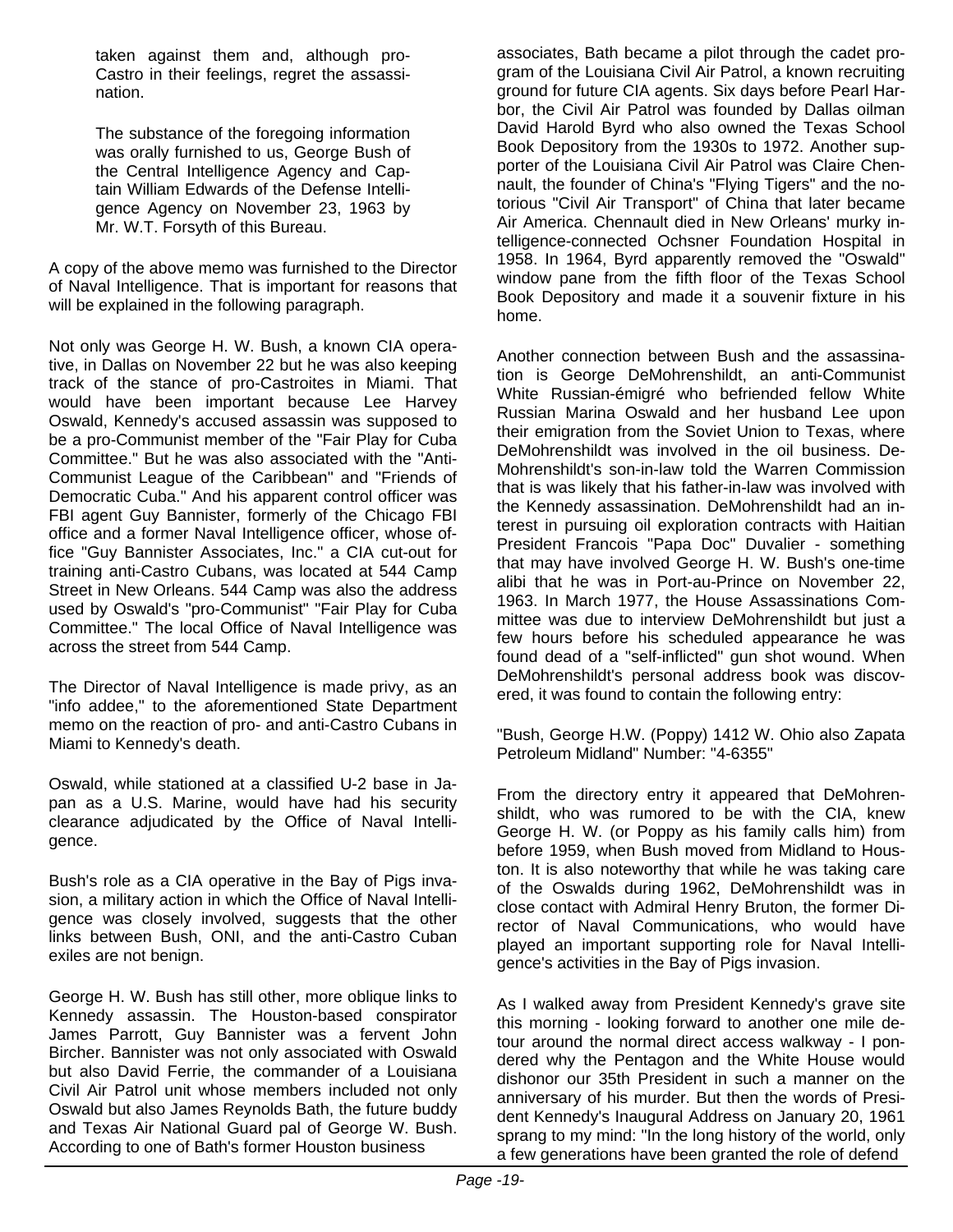> taken against them and, although pro-Castro in their feelings, regret the assassination.
>
> The substance of the foregoing information was orally furnished to us, George Bush of the Central Intelligence Agency and Captain William Edwards of the Defense Intelligence Agency on November 23, 1963 by Mr. W.T. Forsyth of this Bureau.

A copy of the above memo was furnished to the Director of Naval Intelligence. That is important for reasons that will be explained in the following paragraph.

Not only was George H. W. Bush, a known CIA operative, in Dallas on November 22 but he was also keeping track of the stance of pro-Castroites in Miami. That would have been important because Lee Harvey Oswald, Kennedy's accused assassin was supposed to be a pro-Communist member of the "Fair Play for Cuba Committee." But he was also associated with the "Anti-Communist League of the Caribbean" and "Friends of Democratic Cuba." And his apparent control officer was FBI agent Guy Bannister, formerly of the Chicago FBI office and a former Naval Intelligence officer, whose office "Guy Bannister Associates, Inc." a CIA cut-out for training anti-Castro Cubans, was located at 544 Camp Street in New Orleans. 544 Camp was also the address used by Oswald's "pro-Communist" "Fair Play for Cuba Committee." The local Office of Naval Intelligence was across the street from 544 Camp.

The Director of Naval Intelligence is made privy, as an "info addee," to the aforementioned State Department memo on the reaction of pro- and anti-Castro Cubans in Miami to Kennedy's death.

Oswald, while stationed at a classified U-2 base in Japan as a U.S. Marine, would have had his security clearance adjudicated by the Office of Naval Intelligence.

Bush's role as a CIA operative in the Bay of Pigs invasion, a military action in which the Office of Naval Intelligence was closely involved, suggests that the other links between Bush, ONI, and the anti-Castro Cuban exiles are not benign.

George H. W. Bush has still other, more oblique links to Kennedy assassin. The Houston-based conspirator James Parrott, Guy Bannister was a fervent John Bircher. Bannister was not only associated with Oswald but also David Ferrie, the commander of a Louisiana Civil Air Patrol unit whose members included not only Oswald but also James Reynolds Bath, the future buddy and Texas Air National Guard pal of George W. Bush. According to one of Bath's former Houston business associates, Bath became a pilot through the cadet program of the Louisiana Civil Air Patrol, a known recruiting ground for future CIA agents. Six days before Pearl Harbor, the Civil Air Patrol was founded by Dallas oilman David Harold Byrd who also owned the Texas School Book Depository from the 1930s to 1972. Another supporter of the Louisiana Civil Air Patrol was Claire Chennault, the founder of China's "Flying Tigers" and the notorious "Civil Air Transport" of China that later became Air America. Chennault died in New Orleans' murky intelligence-connected Ochsner Foundation Hospital in 1958. In 1964, Byrd apparently removed the "Oswald" window pane from the fifth floor of the Texas School Book Depository and made it a souvenir fixture in his home.

Another connection between Bush and the assassination is George DeMohrenshildt, an anti-Communist White Russian-émigré who befriended fellow White Russian Marina Oswald and her husband Lee upon their emigration from the Soviet Union to Texas, where DeMohrenshildt was involved in the oil business. DeMohrenshildt's son-in-law told the Warren Commission that is was likely that his father-in-law was involved with the Kennedy assassination. DeMohrenshildt had an interest in pursuing oil exploration contracts with Haitian President Francois "Papa Doc" Duvalier - something that may have involved George H. W. Bush's one-time alibi that he was in Port-au-Prince on November 22, 1963. In March 1977, the House Assassinations Committee was due to interview DeMohrenshildt but just a few hours before his scheduled appearance he was found dead of a "self-inflicted" gun shot wound. When DeMohrenshildt's personal address book was discovered, it was found to contain the following entry:

"Bush, George H.W. (Poppy) 1412 W. Ohio also Zapata Petroleum Midland" Number: "4-6355"

From the directory entry it appeared that DeMohrenshildt, who was rumored to be with the CIA, knew George H. W. (or Poppy as his family calls him) from before 1959, when Bush moved from Midland to Houston. It is also noteworthy that while he was taking care of the Oswalds during 1962, DeMohrenshildt was in close contact with Admiral Henry Bruton, the former Director of Naval Communications, who would have played an important supporting role for Naval Intelligence's activities in the Bay of Pigs invasion.

As I walked away from President Kennedy's grave site this morning - looking forward to another one mile detour around the normal direct access walkway - I pondered why the Pentagon and the White House would dishonor our 35th President in such a manner on the anniversary of his murder. But then the words of President Kennedy's Inaugural Address on January 20, 1961 sprang to my mind: "In the long history of the world, only a few generations have been granted the role of defend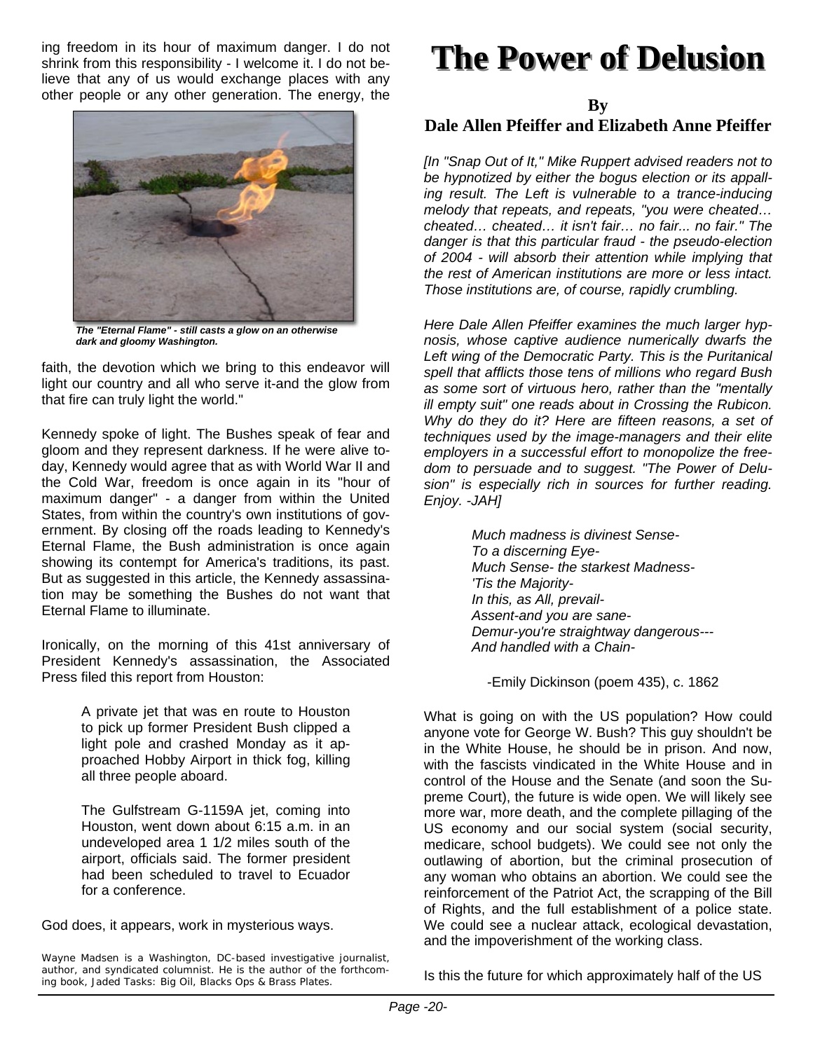ing freedom in its hour of maximum danger. I do not shrink from this responsibility - I welcome it. I do not believe that any of us would exchange places with any other people or any other generation. The energy, the faith, the devotion which we bring to this endeavor will light our country and all who serve it-and the glow from that fire can truly light the world."

***The "Eternal Flame" - still casts a glow on an otherwise dark and gloomy Washington.***

Kennedy spoke of light. The Bushes speak of fear and gloom and they represent darkness. If he were alive today, Kennedy would agree that as with World War II and the Cold War, freedom is once again in its "hour of maximum danger" - a danger from within the United States, from within the country's own institutions of government. By closing off the roads leading to Kennedy's Eternal Flame, the Bush administration is once again showing its contempt for America's traditions, its past. But as suggested in this article, the Kennedy assassination may be something the Bushes do not want that Eternal Flame to illuminate.

Ironically, on the morning of this 41st anniversary of President Kennedy's assassination, the Associated Press filed this report from Houston:

> A private jet that was en route to Houston to pick up former President Bush clipped a light pole and crashed Monday as it approached Hobby Airport in thick fog, killing all three people aboard.
>
> The Gulfstream G-1159A jet, coming into Houston, went down about 6:15 a.m. in an undeveloped area 1 1/2 miles south of the airport, officials said. The former president had been scheduled to travel to Ecuador for a conference.

God does, it appears, work in mysterious ways.

Wayne Madsen is a Washington, DC-based investigative journalist, author, and syndicated columnist. He is the author of the forthcoming book, Jaded Tasks: Big Oil, Blacks Ops & Brass Plates.

# The Power of Delusion

**By**
**Dale Allen Pfeiffer and Elizabeth Anne Pfeiffer**

*[In "Snap Out of It," Mike Ruppert advised readers not to be hypnotized by either the bogus election or its appalling result. The Left is vulnerable to a trance-inducing melody that repeats, and repeats, "you were cheated… cheated… cheated… it isn't fair… no fair... no fair." The danger is that this particular fraud - the pseudo-election of 2004 - will absorb their attention while implying that the rest of American institutions are more or less intact. Those institutions are, of course, rapidly crumbling.*

*Here Dale Allen Pfeiffer examines the much larger hypnosis, whose captive audience numerically dwarfs the Left wing of the Democratic Party. This is the Puritanical spell that afflicts those tens of millions who regard Bush as some sort of virtuous hero, rather than the "mentally ill empty suit" one reads about in Crossing the Rubicon. Why do they do it? Here are fifteen reasons, a set of techniques used by the image-managers and their elite employers in a successful effort to monopolize the freedom to persuade and to suggest. "The Power of Delusion" is especially rich in sources for further reading. Enjoy. -JAH]*

> *Much madness is divinest Sense-*
> *To a discerning Eye-*
> *Much Sense- the starkest Madness-*
> *'Tis the Majority-*
> *In this, as All, prevail-*
> *Assent-and you are sane-*
> *Demur-you're straightway dangerous---*
> *And handled with a Chain-*
>
> -Emily Dickinson (poem 435), c. 1862

What is going on with the US population? How could anyone vote for George W. Bush? This guy shouldn't be in the White House, he should be in prison. And now, with the fascists vindicated in the White House and in control of the House and the Senate (and soon the Supreme Court), the future is wide open. We will likely see more war, more death, and the complete pillaging of the US economy and our social system (social security, medicare, school budgets). We could see not only the outlawing of abortion, but the criminal prosecution of any woman who obtains an abortion. We could see the reinforcement of the Patriot Act, the scrapping of the Bill of Rights, and the full establishment of a police state. We could see a nuclear attack, ecological devastation, and the impoverishment of the working class.

Is this the future for which approximately half of the US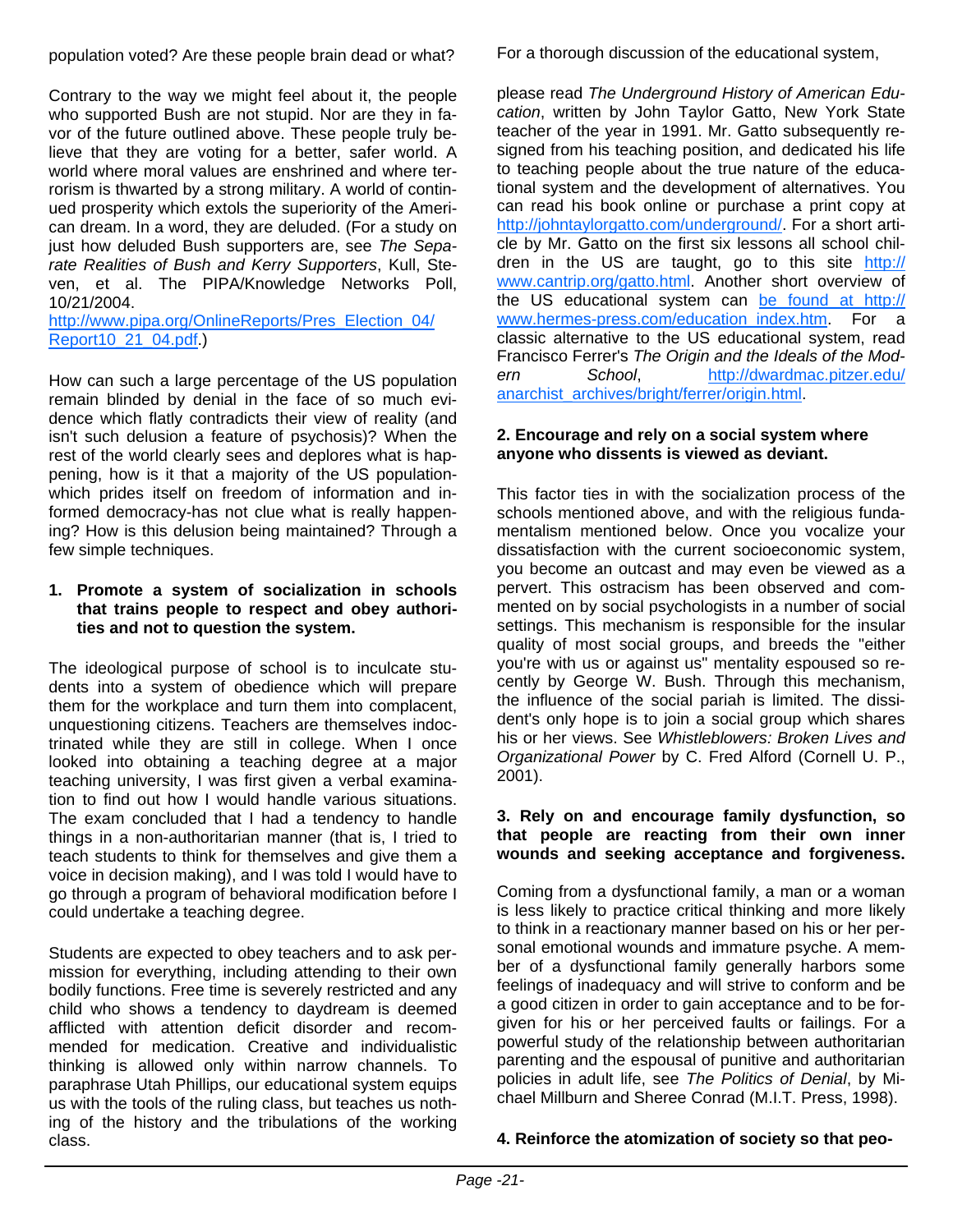population voted? Are these people brain dead or what?

Contrary to the way we might feel about it, the people who supported Bush are not stupid. Nor are they in favor of the future outlined above. These people truly believe that they are voting for a better, safer world. A world where moral values are enshrined and where terrorism is thwarted by a strong military. A world of continued prosperity which extols the superiority of the American dream. In a word, they are deluded. (For a study on just how deluded Bush supporters are, see *The Separate Realities of Bush and Kerry Supporters*, Kull, Steven, et al. The PIPA/Knowledge Networks Poll, 10/21/2004. http://www.pipa.org/OnlineReports/Pres_Election_04/Report10_21_04.pdf.)

How can such a large percentage of the US population remain blinded by denial in the face of so much evidence which flatly contradicts their view of reality (and isn't such delusion a feature of psychosis)? When the rest of the world clearly sees and deplores what is happening, how is it that a majority of the US population-which prides itself on freedom of information and informed democracy-has not clue what is really happening? How is this delusion being maintained? Through a few simple techniques.

**1. Promote a system of socialization in schools that trains people to respect and obey authorities and not to question the system.**

The ideological purpose of school is to inculcate students into a system of obedience which will prepare them for the workplace and turn them into complacent, unquestioning citizens. Teachers are themselves indoctrinated while they are still in college. When I once looked into obtaining a teaching degree at a major teaching university, I was first given a verbal examination to find out how I would handle various situations. The exam concluded that I had a tendency to handle things in a non-authoritarian manner (that is, I tried to teach students to think for themselves and give them a voice in decision making), and I was told I would have to go through a program of behavioral modification before I could undertake a teaching degree.

Students are expected to obey teachers and to ask permission for everything, including attending to their own bodily functions. Free time is severely restricted and any child who shows a tendency to daydream is deemed afflicted with attention deficit disorder and recommended for medication. Creative and individualistic thinking is allowed only within narrow channels. To paraphrase Utah Phillips, our educational system equips us with the tools of the ruling class, but teaches us nothing of the history and the tribulations of the working class.

For a thorough discussion of the educational system,

please read *The Underground History of American Education*, written by John Taylor Gatto, New York State teacher of the year in 1991. Mr. Gatto subsequently resigned from his teaching position, and dedicated his life to teaching people about the true nature of the educational system and the development of alternatives. You can read his book online or purchase a print copy at http://johntaylorgatto.com/underground/. For a short article by Mr. Gatto on the first six lessons all school children in the US are taught, go to this site http://www.cantrip.org/gatto.html. Another short overview of the US educational system can be found at http://www.hermes-press.com/education_index.htm. For a classic alternative to the US educational system, read Francisco Ferrer's *The Origin and the Ideals of the Modern School*, http://dwardmac.pitzer.edu/anarchist_archives/bright/ferrer/origin.html.

**2. Encourage and rely on a social system where anyone who dissents is viewed as deviant.**

This factor ties in with the socialization process of the schools mentioned above, and with the religious fundamentalism mentioned below. Once you vocalize your dissatisfaction with the current socioeconomic system, you become an outcast and may even be viewed as a pervert. This ostracism has been observed and commented on by social psychologists in a number of social settings. This mechanism is responsible for the insular quality of most social groups, and breeds the "either you're with us or against us" mentality espoused so recently by George W. Bush. Through this mechanism, the influence of the social pariah is limited. The dissident's only hope is to join a social group which shares his or her views. See *Whistleblowers: Broken Lives and Organizational Power* by C. Fred Alford (Cornell U. P., 2001).

**3. Rely on and encourage family dysfunction, so that people are reacting from their own inner wounds and seeking acceptance and forgiveness.**

Coming from a dysfunctional family, a man or a woman is less likely to practice critical thinking and more likely to think in a reactionary manner based on his or her personal emotional wounds and immature psyche. A member of a dysfunctional family generally harbors some feelings of inadequacy and will strive to conform and be a good citizen in order to gain acceptance and to be forgiven for his or her perceived faults or failings. For a powerful study of the relationship between authoritarian parenting and the espousal of punitive and authoritarian policies in adult life, see *The Politics of Denial*, by Michael Millburn and Sheree Conrad (M.I.T. Press, 1998).

**4. Reinforce the atomization of society so that peo-**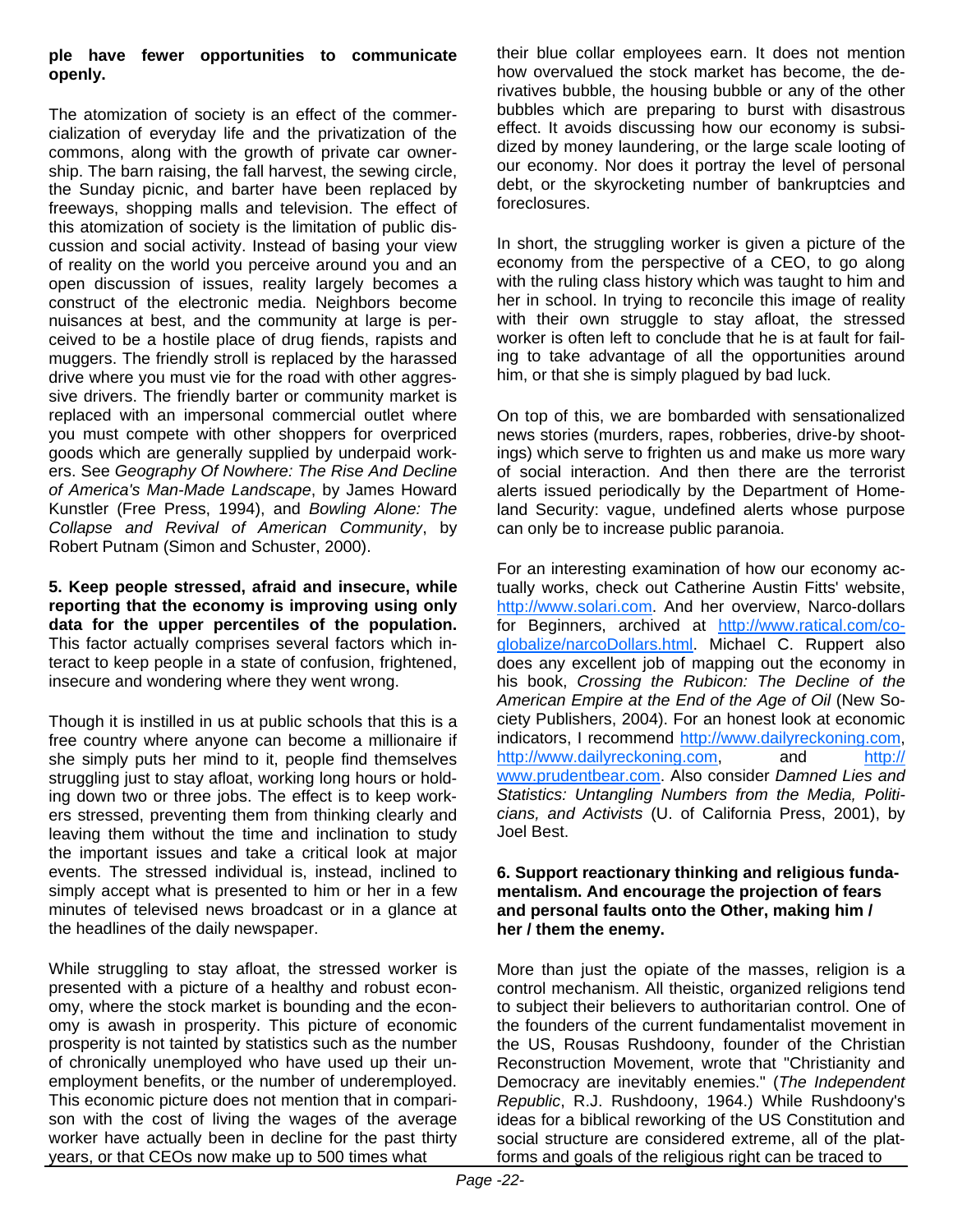**ple have fewer opportunities to communicate openly.**

The atomization of society is an effect of the commercialization of everyday life and the privatization of the commons, along with the growth of private car ownership. The barn raising, the fall harvest, the sewing circle, the Sunday picnic, and barter have been replaced by freeways, shopping malls and television. The effect of this atomization of society is the limitation of public discussion and social activity. Instead of basing your view of reality on the world you perceive around you and an open discussion of issues, reality largely becomes a construct of the electronic media. Neighbors become nuisances at best, and the community at large is perceived to be a hostile place of drug fiends, rapists and muggers. The friendly stroll is replaced by the harassed drive where you must vie for the road with other aggressive drivers. The friendly barter or community market is replaced with an impersonal commercial outlet where you must compete with other shoppers for overpriced goods which are generally supplied by underpaid workers. See *Geography Of Nowhere: The Rise And Decline of America's Man-Made Landscape*, by James Howard Kunstler (Free Press, 1994), and *Bowling Alone: The Collapse and Revival of American Community*, by Robert Putnam (Simon and Schuster, 2000).

**5. Keep people stressed, afraid and insecure, while reporting that the economy is improving using only data for the upper percentiles of the population.** This factor actually comprises several factors which interact to keep people in a state of confusion, frightened, insecure and wondering where they went wrong.

Though it is instilled in us at public schools that this is a free country where anyone can become a millionaire if she simply puts her mind to it, people find themselves struggling just to stay afloat, working long hours or holding down two or three jobs. The effect is to keep workers stressed, preventing them from thinking clearly and leaving them without the time and inclination to study the important issues and take a critical look at major events. The stressed individual is, instead, inclined to simply accept what is presented to him or her in a few minutes of televised news broadcast or in a glance at the headlines of the daily newspaper.

While struggling to stay afloat, the stressed worker is presented with a picture of a healthy and robust economy, where the stock market is bounding and the economy is awash in prosperity. This picture of economic prosperity is not tainted by statistics such as the number of chronically unemployed who have used up their unemployment benefits, or the number of underemployed. This economic picture does not mention that in comparison with the cost of living the wages of the average worker have actually been in decline for the past thirty years, or that CEOs now make up to 500 times what their blue collar employees earn. It does not mention how overvalued the stock market has become, the derivatives bubble, the housing bubble or any of the other bubbles which are preparing to burst with disastrous effect. It avoids discussing how our economy is subsidized by money laundering, or the large scale looting of our economy. Nor does it portray the level of personal debt, or the skyrocketing number of bankruptcies and foreclosures.

In short, the struggling worker is given a picture of the economy from the perspective of a CEO, to go along with the ruling class history which was taught to him and her in school. In trying to reconcile this image of reality with their own struggle to stay afloat, the stressed worker is often left to conclude that he is at fault for failing to take advantage of all the opportunities around him, or that she is simply plagued by bad luck.

On top of this, we are bombarded with sensationalized news stories (murders, rapes, robberies, drive-by shootings) which serve to frighten us and make us more wary of social interaction. And then there are the terrorist alerts issued periodically by the Department of Homeland Security: vague, undefined alerts whose purpose can only be to increase public paranoia.

For an interesting examination of how our economy actually works, check out Catherine Austin Fitts' website, http://www.solari.com. And her overview, Narco-dollars for Beginners, archived at http://www.ratical.com/co-globalize/narcoDollars.html. Michael C. Ruppert also does any excellent job of mapping out the economy in his book, *Crossing the Rubicon: The Decline of the American Empire at the End of the Age of Oil* (New Society Publishers, 2004). For an honest look at economic indicators, I recommend http://www.dailyreckoning.com, http://www.dailyreckoning.com, and http://www.prudentbear.com. Also consider *Damned Lies and Statistics: Untangling Numbers from the Media, Politicians, and Activists* (U. of California Press, 2001), by Joel Best.

**6. Support reactionary thinking and religious fundamentalism. And encourage the projection of fears and personal faults onto the Other, making him / her / them the enemy.**

More than just the opiate of the masses, religion is a control mechanism. All theistic, organized religions tend to subject their believers to authoritarian control. One of the founders of the current fundamentalist movement in the US, Rousas Rushdoony, founder of the Christian Reconstruction Movement, wrote that "Christianity and Democracy are inevitably enemies." (*The Independent Republic*, R.J. Rushdoony, 1964.) While Rushdoony's ideas for a biblical reworking of the US Constitution and social structure are considered extreme, all of the platforms and goals of the religious right can be traced to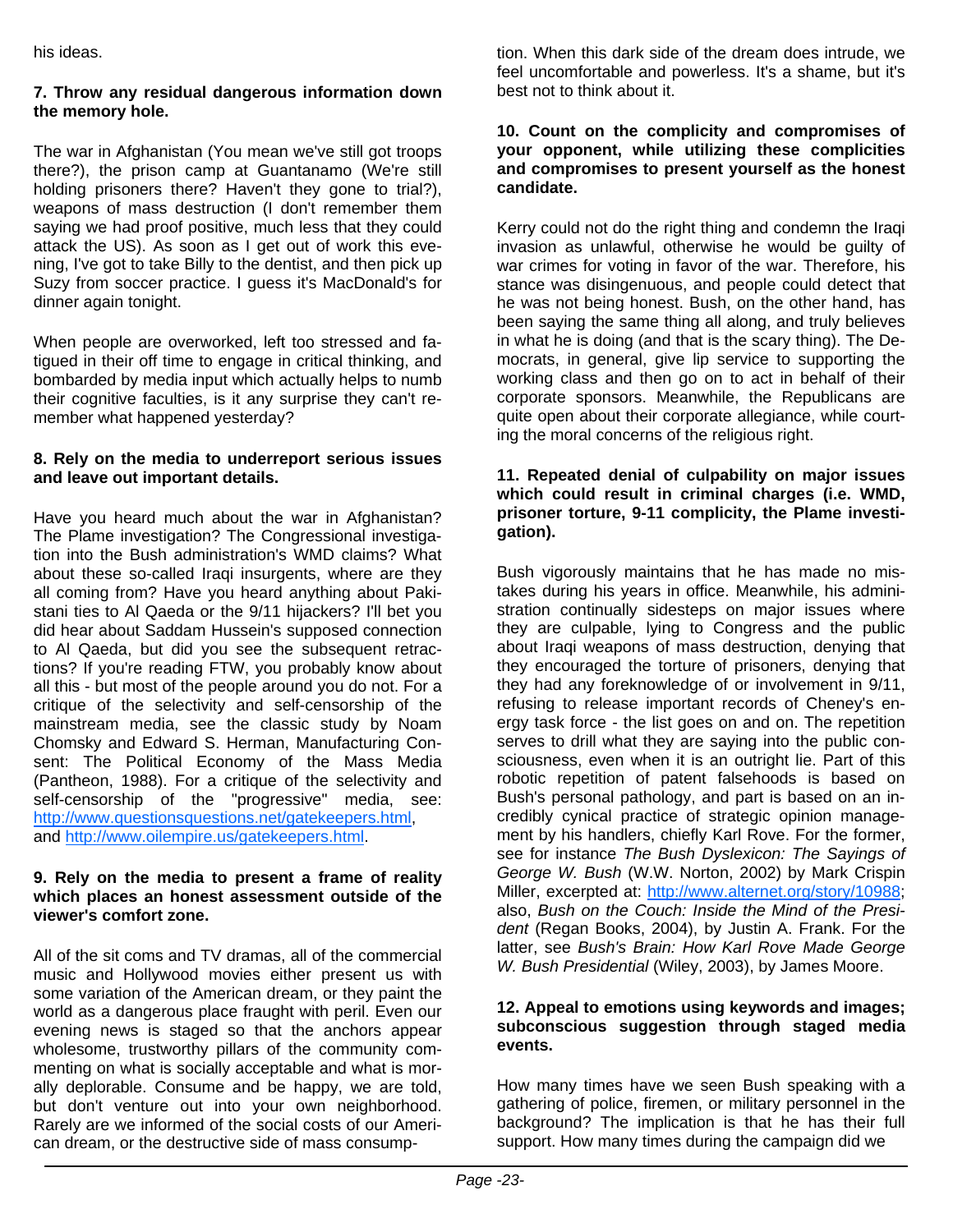his ideas.

**7. Throw any residual dangerous information down the memory hole.**

The war in Afghanistan (You mean we've still got troops there?), the prison camp at Guantanamo (We're still holding prisoners there? Haven't they gone to trial?), weapons of mass destruction (I don't remember them saying we had proof positive, much less that they could attack the US). As soon as I get out of work this evening, I've got to take Billy to the dentist, and then pick up Suzy from soccer practice. I guess it's MacDonald's for dinner again tonight.

When people are overworked, left too stressed and fatigued in their off time to engage in critical thinking, and bombarded by media input which actually helps to numb their cognitive faculties, is it any surprise they can't remember what happened yesterday?

**8. Rely on the media to underreport serious issues and leave out important details.**

Have you heard much about the war in Afghanistan? The Plame investigation? The Congressional investigation into the Bush administration's WMD claims? What about these so-called Iraqi insurgents, where are they all coming from? Have you heard anything about Pakistani ties to Al Qaeda or the 9/11 hijackers? I'll bet you did hear about Saddam Hussein's supposed connection to Al Qaeda, but did you see the subsequent retractions? If you're reading FTW, you probably know about all this - but most of the people around you do not. For a critique of the selectivity and self-censorship of the mainstream media, see the classic study by Noam Chomsky and Edward S. Herman, Manufacturing Consent: The Political Economy of the Mass Media (Pantheon, 1988). For a critique of the selectivity and self-censorship of the "progressive" media, see: http://www.questionsquestions.net/gatekeepers.html, and http://www.oilempire.us/gatekeepers.html.

**9. Rely on the media to present a frame of reality which places an honest assessment outside of the viewer's comfort zone.**

All of the sit coms and TV dramas, all of the commercial music and Hollywood movies either present us with some variation of the American dream, or they paint the world as a dangerous place fraught with peril. Even our evening news is staged so that the anchors appear wholesome, trustworthy pillars of the community commenting on what is socially acceptable and what is morally deplorable. Consume and be happy, we are told, but don't venture out into your own neighborhood. Rarely are we informed of the social costs of our American dream, or the destructive side of mass consumption. When this dark side of the dream does intrude, we feel uncomfortable and powerless. It's a shame, but it's best not to think about it.

**10. Count on the complicity and compromises of your opponent, while utilizing these complicities and compromises to present yourself as the honest candidate.**

Kerry could not do the right thing and condemn the Iraqi invasion as unlawful, otherwise he would be guilty of war crimes for voting in favor of the war. Therefore, his stance was disingenuous, and people could detect that he was not being honest. Bush, on the other hand, has been saying the same thing all along, and truly believes in what he is doing (and that is the scary thing). The Democrats, in general, give lip service to supporting the working class and then go on to act in behalf of their corporate sponsors. Meanwhile, the Republicans are quite open about their corporate allegiance, while courting the moral concerns of the religious right.

**11. Repeated denial of culpability on major issues which could result in criminal charges (i.e. WMD, prisoner torture, 9-11 complicity, the Plame investigation).**

Bush vigorously maintains that he has made no mistakes during his years in office. Meanwhile, his administration continually sidesteps on major issues where they are culpable, lying to Congress and the public about Iraqi weapons of mass destruction, denying that they encouraged the torture of prisoners, denying that they had any foreknowledge of or involvement in 9/11, refusing to release important records of Cheney's energy task force - the list goes on and on. The repetition serves to drill what they are saying into the public consciousness, even when it is an outright lie. Part of this robotic repetition of patent falsehoods is based on Bush's personal pathology, and part is based on an incredibly cynical practice of strategic opinion management by his handlers, chiefly Karl Rove. For the former, see for instance *The Bush Dyslexicon: The Sayings of George W. Bush* (W.W. Norton, 2002) by Mark Crispin Miller, excerpted at: http://www.alternet.org/story/10988; also, *Bush on the Couch: Inside the Mind of the President* (Regan Books, 2004), by Justin A. Frank. For the latter, see *Bush's Brain: How Karl Rove Made George W. Bush Presidential* (Wiley, 2003), by James Moore.

**12. Appeal to emotions using keywords and images; subconscious suggestion through staged media events.**

How many times have we seen Bush speaking with a gathering of police, firemen, or military personnel in the background? The implication is that he has their full support. How many times during the campaign did we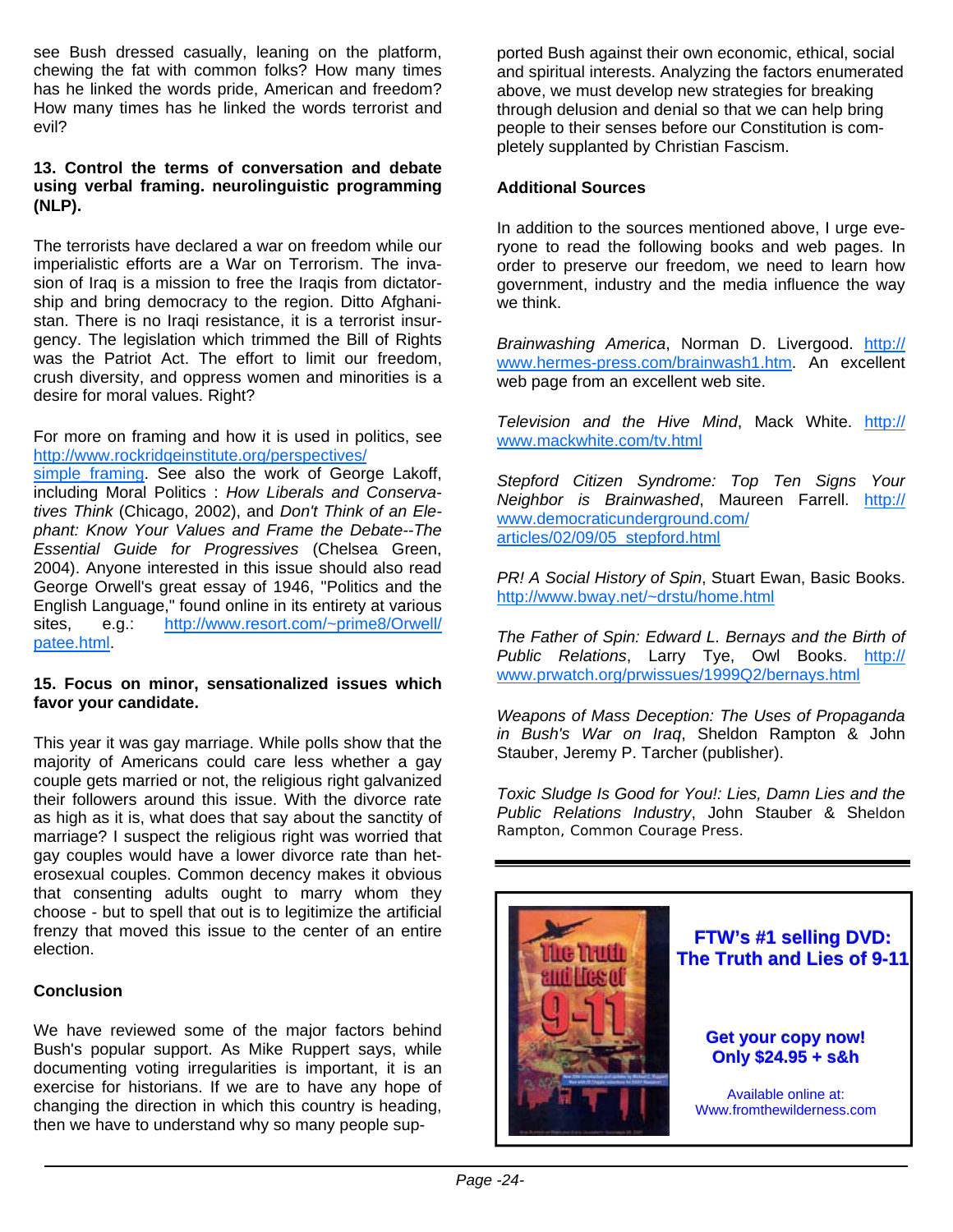see Bush dressed casually, leaning on the platform, chewing the fat with common folks? How many times has he linked the words pride, American and freedom? How many times has he linked the words terrorist and evil?

**13. Control the terms of conversation and debate using verbal framing. neurolinguistic programming (NLP).**

The terrorists have declared a war on freedom while our imperialistic efforts are a War on Terrorism. The invasion of Iraq is a mission to free the Iraqis from dictatorship and bring democracy to the region. Ditto Afghanistan. There is no Iraqi resistance, it is a terrorist insurgency. The legislation which trimmed the Bill of Rights was the Patriot Act. The effort to limit our freedom, crush diversity, and oppress women and minorities is a desire for moral values. Right?

For more on framing and how it is used in politics, see http://www.rockridgeinstitute.org/perspectives/simple_framing. See also the work of George Lakoff, including Moral Politics : *How Liberals and Conservatives Think* (Chicago, 2002), and *Don't Think of an Elephant: Know Your Values and Frame the Debate--The Essential Guide for Progressives* (Chelsea Green, 2004). Anyone interested in this issue should also read George Orwell's great essay of 1946, "Politics and the English Language," found online in its entirety at various sites, e.g.: http://www.resort.com/~prime8/Orwell/patee.html.

**15. Focus on minor, sensationalized issues which favor your candidate.**

This year it was gay marriage. While polls show that the majority of Americans could care less whether a gay couple gets married or not, the religious right galvanized their followers around this issue. With the divorce rate as high as it is, what does that say about the sanctity of marriage? I suspect the religious right was worried that gay couples would have a lower divorce rate than heterosexual couples. Common decency makes it obvious that consenting adults ought to marry whom they choose - but to spell that out is to legitimize the artificial frenzy that moved this issue to the center of an entire election.

**Conclusion**

We have reviewed some of the major factors behind Bush's popular support. As Mike Ruppert says, while documenting voting irregularities is important, it is an exercise for historians. If we are to have any hope of changing the direction in which this country is heading, then we have to understand why so many people supported Bush against their own economic, ethical, social and spiritual interests. Analyzing the factors enumerated above, we must develop new strategies for breaking through delusion and denial so that we can help bring people to their senses before our Constitution is completely supplanted by Christian Fascism.

**Additional Sources**

In addition to the sources mentioned above, I urge everyone to read the following books and web pages. In order to preserve our freedom, we need to learn how government, industry and the media influence the way we think.

*Brainwashing America*, Norman D. Livergood. http://www.hermes-press.com/brainwash1.htm. An excellent web page from an excellent web site.

*Television and the Hive Mind*, Mack White. http://www.mackwhite.com/tv.html

*Stepford Citizen Syndrome: Top Ten Signs Your Neighbor is Brainwashed*, Maureen Farrell. http://www.democraticunderground.com/articles/02/09/05_stepford.html

*PR! A Social History of Spin*, Stuart Ewan, Basic Books. http://www.bway.net/~drstu/home.html

*The Father of Spin: Edward L. Bernays and the Birth of Public Relations*, Larry Tye, Owl Books. http://www.prwatch.org/prwissues/1999Q2/bernays.html

*Weapons of Mass Deception: The Uses of Propaganda in Bush's War on Iraq*, Sheldon Rampton & John Stauber, Jeremy P. Tarcher (publisher).

*Toxic Sludge Is Good for You!: Lies, Damn Lies and the Public Relations Industry*, John Stauber & Sheldon Rampton, Common Courage Press.

---

**FTW's #1 selling DVD: The Truth and Lies of 9-11**

**Get your copy now! Only $24.95 + s&h**

Available online at: Www.fromthewilderness.com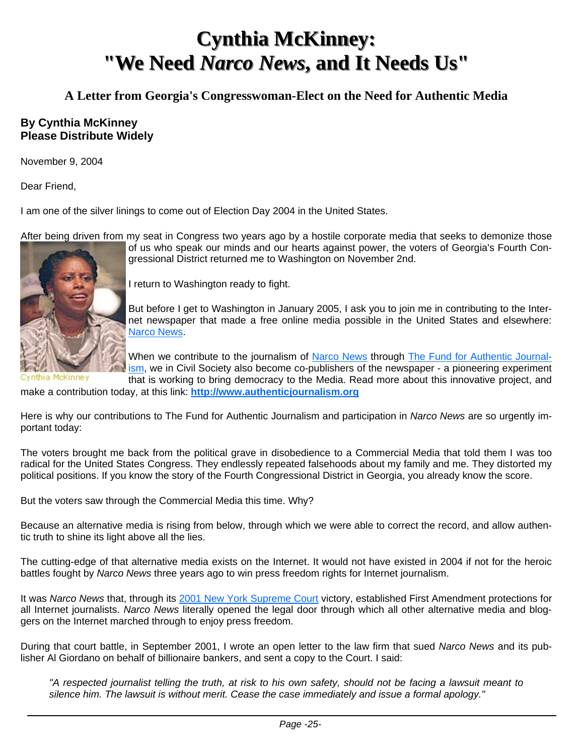# Cynthia McKinney: "We Need *Narco News*, and It Needs Us"

### A Letter from Georgia's Congresswoman-Elect on the Need for Authentic Media

**By Cynthia McKinney**
**Please Distribute Widely**

November 9, 2004

Dear Friend,

I am one of the silver linings to come out of Election Day 2004 in the United States.

After being driven from my seat in Congress two years ago by a hostile corporate media that seeks to demonize those of us who speak our minds and our hearts against power, the voters of Georgia's Fourth Congressional District returned me to Washington on November 2nd.

Cynthia McKinney

I return to Washington ready to fight.

But before I get to Washington in January 2005, I ask you to join me in contributing to the Internet newspaper that made a free online media possible in the United States and elsewhere: Narco News.

When we contribute to the journalism of Narco News through The Fund for Authentic Journalism, we in Civil Society also become co-publishers of the newspaper - a pioneering experiment that is working to bring democracy to the Media. Read more about this innovative project, and make a contribution today, at this link: **http://www.authenticjournalism.org**

Here is why our contributions to The Fund for Authentic Journalism and participation in *Narco News* are so urgently important today:

The voters brought me back from the political grave in disobedience to a Commercial Media that told them I was too radical for the United States Congress. They endlessly repeated falsehoods about my family and me. They distorted my political positions. If you know the story of the Fourth Congressional District in Georgia, you already know the score.

But the voters saw through the Commercial Media this time. Why?

Because an alternative media is rising from below, through which we were able to correct the record, and allow authentic truth to shine its light above all the lies.

The cutting-edge of that alternative media exists on the Internet. It would not have existed in 2004 if not for the heroic battles fought by *Narco News* three years ago to win press freedom rights for Internet journalism.

It was *Narco News* that, through its 2001 New York Supreme Court victory, established First Amendment protections for all Internet journalists. *Narco News* literally opened the legal door through which all other alternative media and bloggers on the Internet marched through to enjoy press freedom.

During that court battle, in September 2001, I wrote an open letter to the law firm that sued *Narco News* and its publisher Al Giordano on behalf of billionaire bankers, and sent a copy to the Court. I said:

> *"A respected journalist telling the truth, at risk to his own safety, should not be facing a lawsuit meant to silence him. The lawsuit is without merit. Cease the case immediately and issue a formal apology."*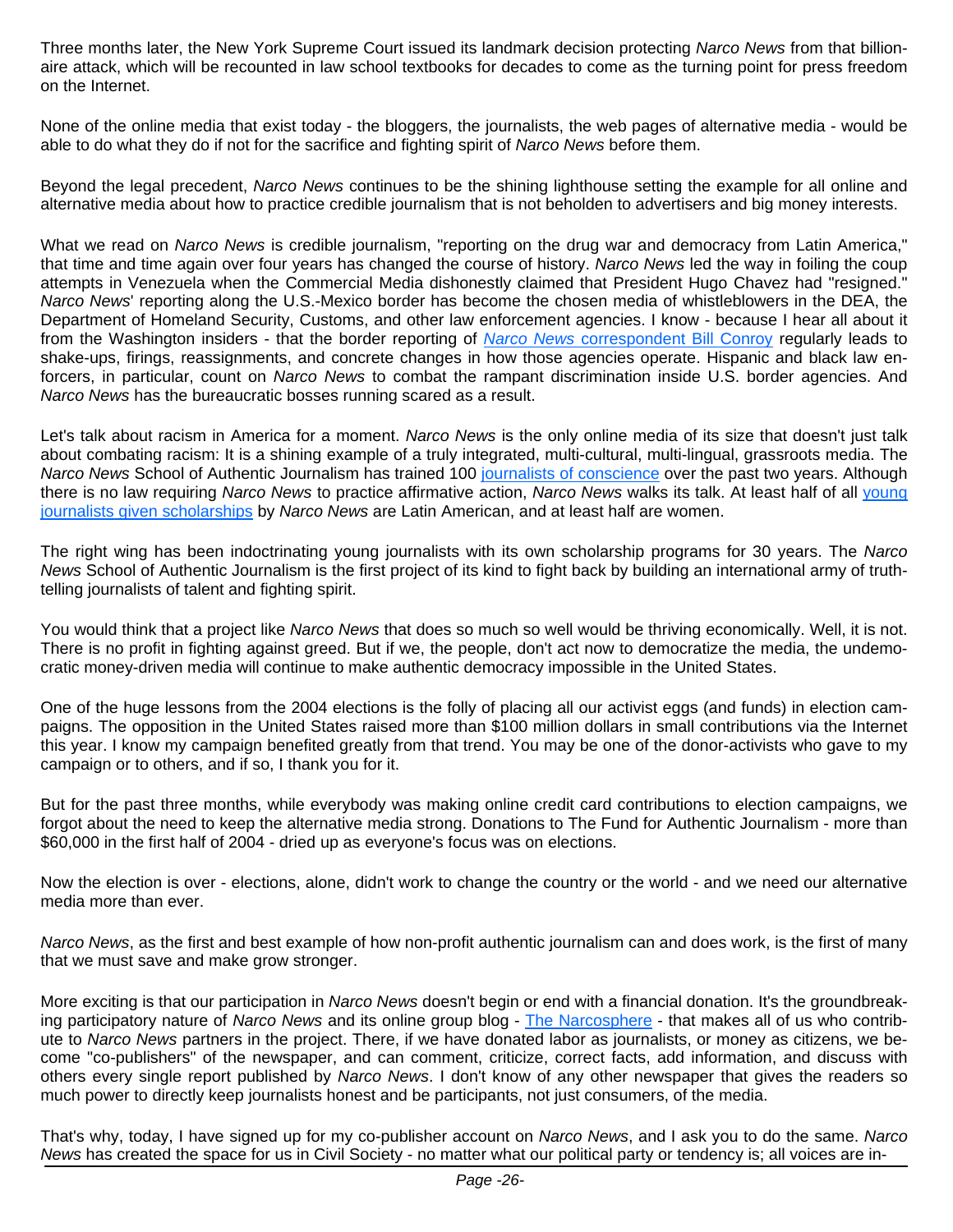Three months later, the New York Supreme Court issued its landmark decision protecting *Narco News* from that billionaire attack, which will be recounted in law school textbooks for decades to come as the turning point for press freedom on the Internet.

None of the online media that exist today - the bloggers, the journalists, the web pages of alternative media - would be able to do what they do if not for the sacrifice and fighting spirit of *Narco News* before them.

Beyond the legal precedent, *Narco News* continues to be the shining lighthouse setting the example for all online and alternative media about how to practice credible journalism that is not beholden to advertisers and big money interests.

What we read on *Narco News* is credible journalism, "reporting on the drug war and democracy from Latin America," that time and time again over four years has changed the course of history. *Narco News* led the way in foiling the coup attempts in Venezuela when the Commercial Media dishonestly claimed that President Hugo Chavez had "resigned." *Narco News*' reporting along the U.S.-Mexico border has become the chosen media of whistleblowers in the DEA, the Department of Homeland Security, Customs, and other law enforcement agencies. I know - because I hear all about it from the Washington insiders - that the border reporting of *Narco News* correspondent Bill Conroy regularly leads to shake-ups, firings, reassignments, and concrete changes in how those agencies operate. Hispanic and black law enforcers, in particular, count on *Narco News* to combat the rampant discrimination inside U.S. border agencies. And *Narco News* has the bureaucratic bosses running scared as a result.

Let's talk about racism in America for a moment. *Narco News* is the only online media of its size that doesn't just talk about combating racism: It is a shining example of a truly integrated, multi-cultural, multi-lingual, grassroots media. The *Narco News* School of Authentic Journalism has trained 100 journalists of conscience over the past two years. Although there is no law requiring *Narco News* to practice affirmative action, *Narco News* walks its talk. At least half of all young journalists given scholarships by *Narco News* are Latin American, and at least half are women.

The right wing has been indoctrinating young journalists with its own scholarship programs for 30 years. The *Narco News* School of Authentic Journalism is the first project of its kind to fight back by building an international army of truth-telling journalists of talent and fighting spirit.

You would think that a project like *Narco News* that does so much so well would be thriving economically. Well, it is not. There is no profit in fighting against greed. But if we, the people, don't act now to democratize the media, the undemocratic money-driven media will continue to make authentic democracy impossible in the United States.

One of the huge lessons from the 2004 elections is the folly of placing all our activist eggs (and funds) in election campaigns. The opposition in the United States raised more than $100 million dollars in small contributions via the Internet this year. I know my campaign benefited greatly from that trend. You may be one of the donor-activists who gave to my campaign or to others, and if so, I thank you for it.

But for the past three months, while everybody was making online credit card contributions to election campaigns, we forgot about the need to keep the alternative media strong. Donations to The Fund for Authentic Journalism - more than $60,000 in the first half of 2004 - dried up as everyone's focus was on elections.

Now the election is over - elections, alone, didn't work to change the country or the world - and we need our alternative media more than ever.

*Narco News*, as the first and best example of how non-profit authentic journalism can and does work, is the first of many that we must save and make grow stronger.

More exciting is that our participation in *Narco News* doesn't begin or end with a financial donation. It's the groundbreaking participatory nature of *Narco News* and its online group blog - The Narcosphere - that makes all of us who contribute to *Narco News* partners in the project. There, if we have donated labor as journalists, or money as citizens, we become "co-publishers" of the newspaper, and can comment, criticize, correct facts, add information, and discuss with others every single report published by *Narco News*. I don't know of any other newspaper that gives the readers so much power to directly keep journalists honest and be participants, not just consumers, of the media.

That's why, today, I have signed up for my co-publisher account on *Narco News*, and I ask you to do the same. *Narco News* has created the space for us in Civil Society - no matter what our political party or tendency is; all voices are in-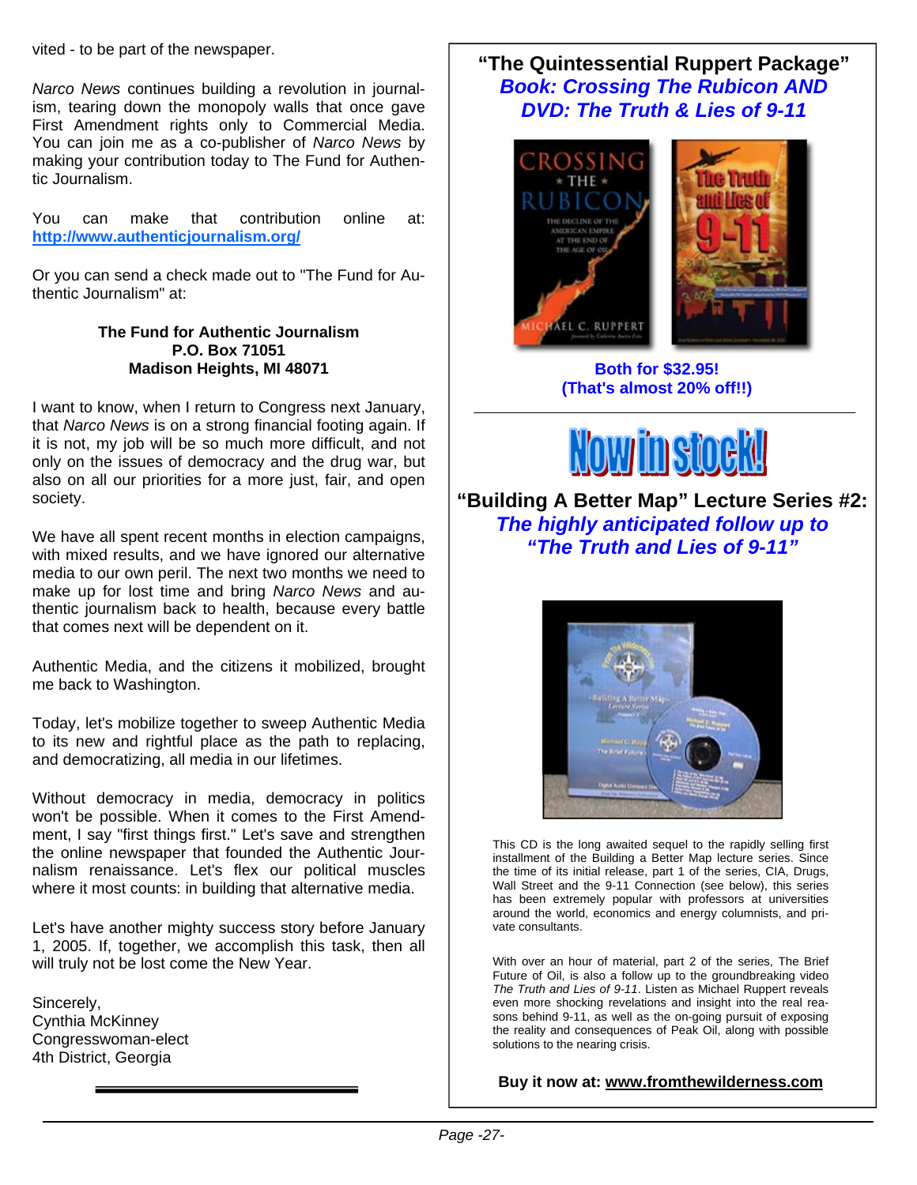vited - to be part of the newspaper.

*Narco News* continues building a revolution in journalism, tearing down the monopoly walls that once gave First Amendment rights only to Commercial Media. You can join me as a co-publisher of *Narco News* by making your contribution today to The Fund for Authentic Journalism.

You can make that contribution online at: **http://www.authenticjournalism.org/**

Or you can send a check made out to "The Fund for Authentic Journalism" at:

**The Fund for Authentic Journalism**
**P.O. Box 71051**
**Madison Heights, MI 48071**

I want to know, when I return to Congress next January, that *Narco News* is on a strong financial footing again. If it is not, my job will be so much more difficult, and not only on the issues of democracy and the drug war, but also on all our priorities for a more just, fair, and open society.

We have all spent recent months in election campaigns, with mixed results, and we have ignored our alternative media to our own peril. The next two months we need to make up for lost time and bring *Narco News* and authentic journalism back to health, because every battle that comes next will be dependent on it.

Authentic Media, and the citizens it mobilized, brought me back to Washington.

Today, let's mobilize together to sweep Authentic Media to its new and rightful place as the path to replacing, and democratizing, all media in our lifetimes.

Without democracy in media, democracy in politics won't be possible. When it comes to the First Amendment, I say "first things first." Let's save and strengthen the online newspaper that founded the Authentic Journalism renaissance. Let's flex our political muscles where it most counts: in building that alternative media.

Let's have another mighty success story before January 1, 2005. If, together, we accomplish this task, then all will truly not be lost come the New Year.

Sincerely,
Cynthia McKinney
Congresswoman-elect
4th District, Georgia

---

## "The Quintessential Ruppert Package"

***Book: Crossing The Rubicon AND***
***DVD: The Truth & Lies of 9-11***

**Both for $32.95!**
**(That's almost 20% off!!)**

---

**Now in stock!**

## "Building A Better Map" Lecture Series #2:

***The highly anticipated follow up to "The Truth and Lies of 9-11"***

This CD is the long awaited sequel to the rapidly selling first installment of the Building a Better Map lecture series. Since the time of its initial release, part 1 of the series, CIA, Drugs, Wall Street and the 9-11 Connection (see below), this series has been extremely popular with professors at universities around the world, economics and energy columnists, and private consultants.

With over an hour of material, part 2 of the series, The Brief Future of Oil, is also a follow up to the groundbreaking video *The Truth and Lies of 9-11*. Listen as Michael Ruppert reveals even more shocking revelations and insight into the real reasons behind 9-11, as well as the on-going pursuit of exposing the reality and consequences of Peak Oil, along with possible solutions to the nearing crisis.

**Buy it now at: www.fromthewilderness.com**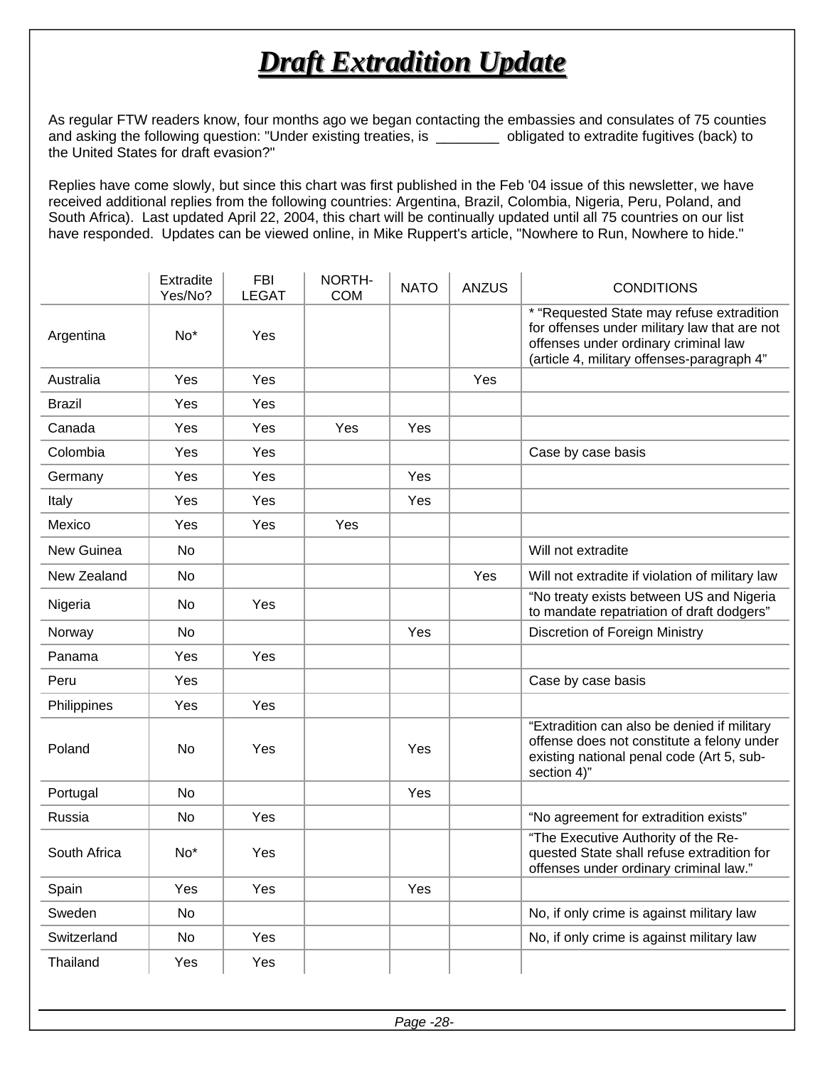# ***Draft Extradition Update***

As regular FTW readers know, four months ago we began contacting the embassies and consulates of 75 counties and asking the following question: "Under existing treaties, is ________ obligated to extradite fugitives (back) to the United States for draft evasion?"

Replies have come slowly, but since this chart was first published in the Feb '04 issue of this newsletter, we have received additional replies from the following countries: Argentina, Brazil, Colombia, Nigeria, Peru, Poland, and South Africa). Last updated April 22, 2004, this chart will be continually updated until all 75 countries on our list have responded. Updates can be viewed online, in Mike Ruppert's article, "Nowhere to Run, Nowhere to hide."

| | Extradite Yes/No? | FBI LEGAT | NORTH-COM | NATO | ANZUS | CONDITIONS |
|---|---|---|---|---|---|---|
| Argentina | No* | Yes | | | | * "Requested State may refuse extradition for offenses under military law that are not offenses under ordinary criminal law (article 4, military offenses-paragraph 4" |
| Australia | Yes | Yes | | | Yes | |
| Brazil | Yes | Yes | | | | |
| Canada | Yes | Yes | Yes | Yes | | |
| Colombia | Yes | Yes | | | | Case by case basis |
| Germany | Yes | Yes | | Yes | | |
| Italy | Yes | Yes | | Yes | | |
| Mexico | Yes | Yes | Yes | | | |
| New Guinea | No | | | | | Will not extradite |
| New Zealand | No | | | | Yes | Will not extradite if violation of military law |
| Nigeria | No | Yes | | | | "No treaty exists between US and Nigeria to mandate repatriation of draft dodgers" |
| Norway | No | | | Yes | | Discretion of Foreign Ministry |
| Panama | Yes | Yes | | | | |
| Peru | Yes | | | | | Case by case basis |
| Philippines | Yes | Yes | | | | |
| Poland | No | Yes | | Yes | | "Extradition can also be denied if military offense does not constitute a felony under existing national penal code (Art 5, sub-section 4)" |
| Portugal | No | | | Yes | | |
| Russia | No | Yes | | | | "No agreement for extradition exists" |
| South Africa | No* | Yes | | | | "The Executive Authority of the Re-quested State shall refuse extradition for offenses under ordinary criminal law." |
| Spain | Yes | Yes | | Yes | | |
| Sweden | No | | | | | No, if only crime is against military law |
| Switzerland | No | Yes | | | | No, if only crime is against military law |
| Thailand | Yes | Yes | | | | |